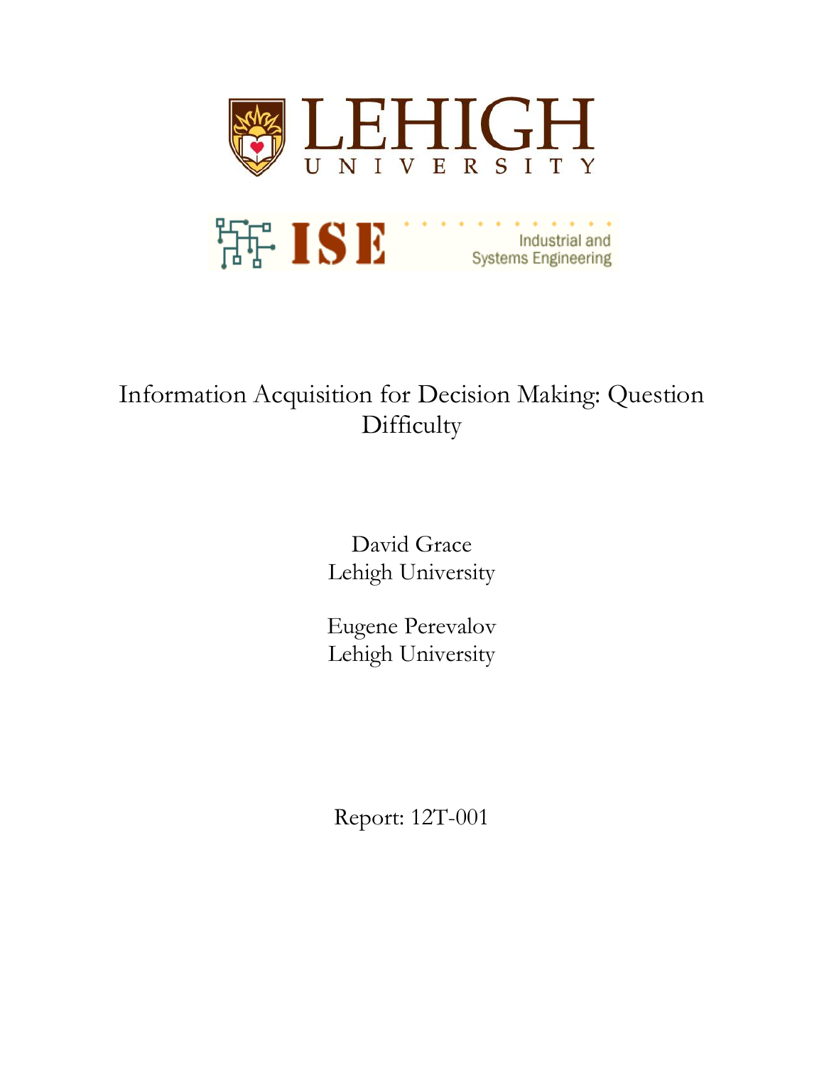LEHIGH UNIVERSITY

ISE Industrial and Systems Engineering

# Information Acquisition for Decision Making: Question Difficulty

David Grace
Lehigh University

Eugene Perevalov
Lehigh University

Report: 12T-001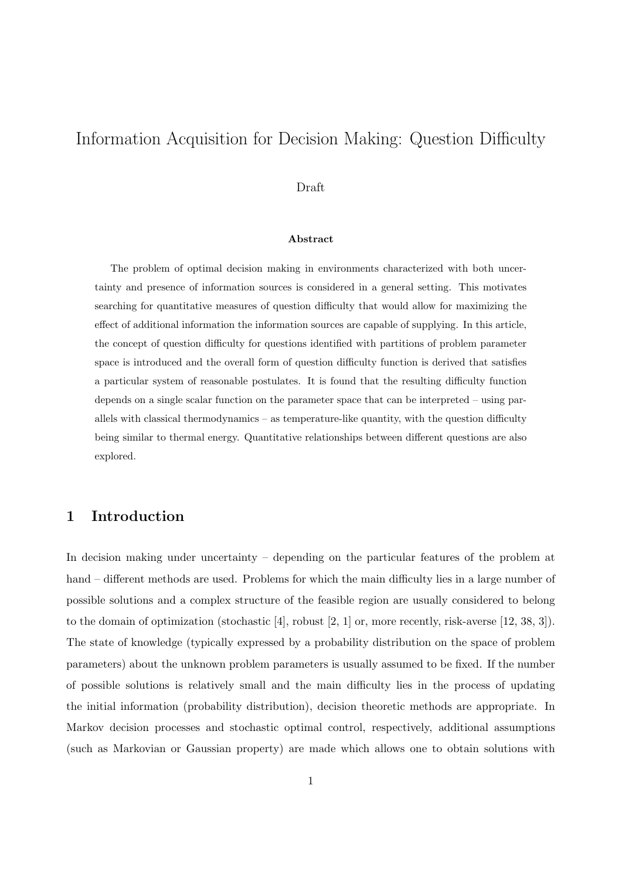# Information Acquisition for Decision Making: Question Difficulty

Draft

**Abstract**

The problem of optimal decision making in environments characterized with both uncertainty and presence of information sources is considered in a general setting. This motivates searching for quantitative measures of question difficulty that would allow for maximizing the effect of additional information the information sources are capable of supplying. In this article, the concept of question difficulty for questions identified with partitions of problem parameter space is introduced and the overall form of question difficulty function is derived that satisfies a particular system of reasonable postulates. It is found that the resulting difficulty function depends on a single scalar function on the parameter space that can be interpreted – using parallels with classical thermodynamics – as temperature-like quantity, with the question difficulty being similar to thermal energy. Quantitative relationships between different questions are also explored.

## 1 Introduction

In decision making under uncertainty – depending on the particular features of the problem at hand – different methods are used. Problems for which the main difficulty lies in a large number of possible solutions and a complex structure of the feasible region are usually considered to belong to the domain of optimization (stochastic [4], robust [2, 1] or, more recently, risk-averse [12, 38, 3]). The state of knowledge (typically expressed by a probability distribution on the space of problem parameters) about the unknown problem parameters is usually assumed to be fixed. If the number of possible solutions is relatively small and the main difficulty lies in the process of updating the initial information (probability distribution), decision theoretic methods are appropriate. In Markov decision processes and stochastic optimal control, respectively, additional assumptions (such as Markovian or Gaussian property) are made which allows one to obtain solutions with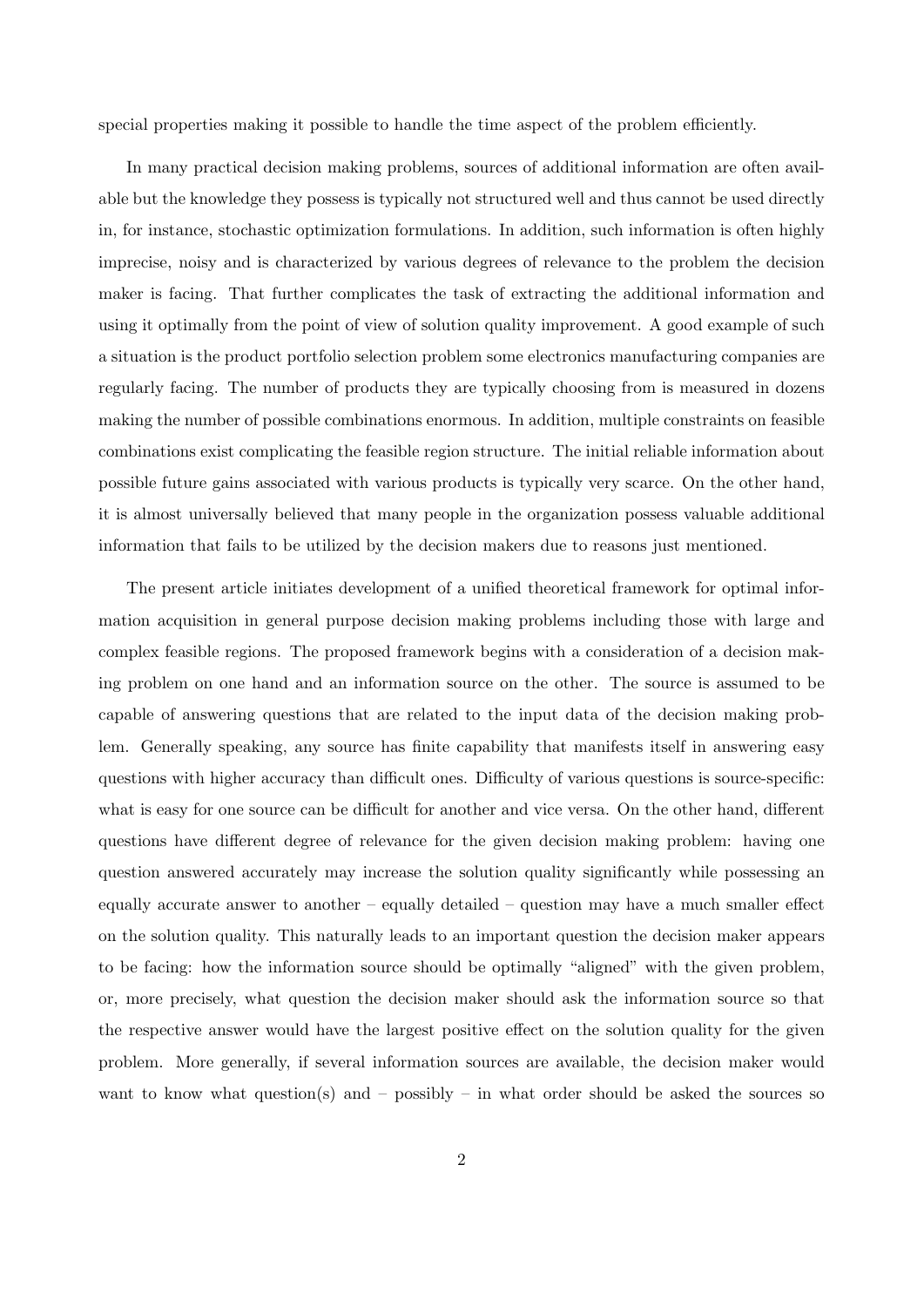special properties making it possible to handle the time aspect of the problem efficiently.

In many practical decision making problems, sources of additional information are often available but the knowledge they possess is typically not structured well and thus cannot be used directly in, for instance, stochastic optimization formulations. In addition, such information is often highly imprecise, noisy and is characterized by various degrees of relevance to the problem the decision maker is facing. That further complicates the task of extracting the additional information and using it optimally from the point of view of solution quality improvement. A good example of such a situation is the product portfolio selection problem some electronics manufacturing companies are regularly facing. The number of products they are typically choosing from is measured in dozens making the number of possible combinations enormous. In addition, multiple constraints on feasible combinations exist complicating the feasible region structure. The initial reliable information about possible future gains associated with various products is typically very scarce. On the other hand, it is almost universally believed that many people in the organization possess valuable additional information that fails to be utilized by the decision makers due to reasons just mentioned.

The present article initiates development of a unified theoretical framework for optimal information acquisition in general purpose decision making problems including those with large and complex feasible regions. The proposed framework begins with a consideration of a decision making problem on one hand and an information source on the other. The source is assumed to be capable of answering questions that are related to the input data of the decision making problem. Generally speaking, any source has finite capability that manifests itself in answering easy questions with higher accuracy than difficult ones. Difficulty of various questions is source-specific: what is easy for one source can be difficult for another and vice versa. On the other hand, different questions have different degree of relevance for the given decision making problem: having one question answered accurately may increase the solution quality significantly while possessing an equally accurate answer to another – equally detailed – question may have a much smaller effect on the solution quality. This naturally leads to an important question the decision maker appears to be facing: how the information source should be optimally "aligned" with the given problem, or, more precisely, what question the decision maker should ask the information source so that the respective answer would have the largest positive effect on the solution quality for the given problem. More generally, if several information sources are available, the decision maker would want to know what question(s) and – possibly – in what order should be asked the sources so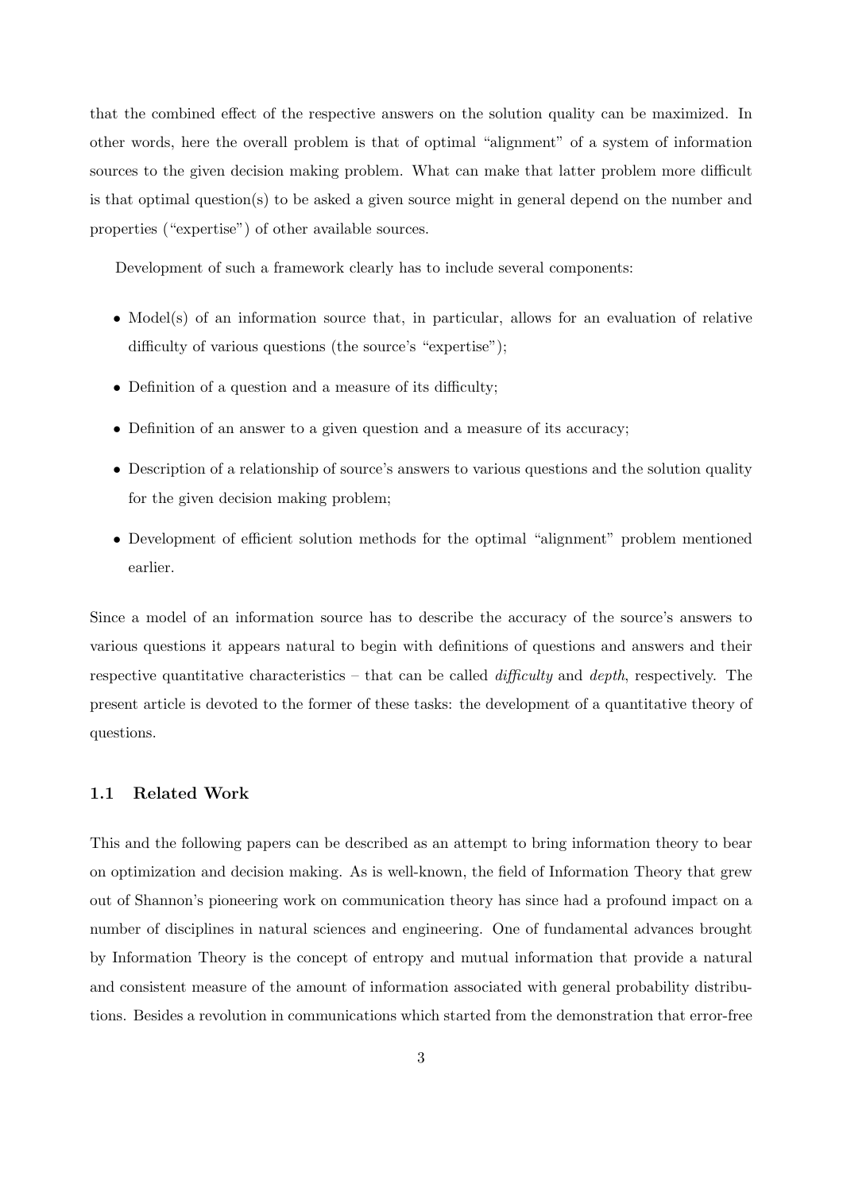that the combined effect of the respective answers on the solution quality can be maximized. In other words, here the overall problem is that of optimal "alignment" of a system of information sources to the given decision making problem. What can make that latter problem more difficult is that optimal question(s) to be asked a given source might in general depend on the number and properties ("expertise") of other available sources.

Development of such a framework clearly has to include several components:

- Model(s) of an information source that, in particular, allows for an evaluation of relative difficulty of various questions (the source's "expertise");
- Definition of a question and a measure of its difficulty;
- Definition of an answer to a given question and a measure of its accuracy;
- Description of a relationship of source's answers to various questions and the solution quality for the given decision making problem;
- Development of efficient solution methods for the optimal "alignment" problem mentioned earlier.

Since a model of an information source has to describe the accuracy of the source's answers to various questions it appears natural to begin with definitions of questions and answers and their respective quantitative characteristics – that can be called *difficulty* and *depth*, respectively. The present article is devoted to the former of these tasks: the development of a quantitative theory of questions.

### 1.1 Related Work

This and the following papers can be described as an attempt to bring information theory to bear on optimization and decision making. As is well-known, the field of Information Theory that grew out of Shannon's pioneering work on communication theory has since had a profound impact on a number of disciplines in natural sciences and engineering. One of fundamental advances brought by Information Theory is the concept of entropy and mutual information that provide a natural and consistent measure of the amount of information associated with general probability distributions. Besides a revolution in communications which started from the demonstration that error-free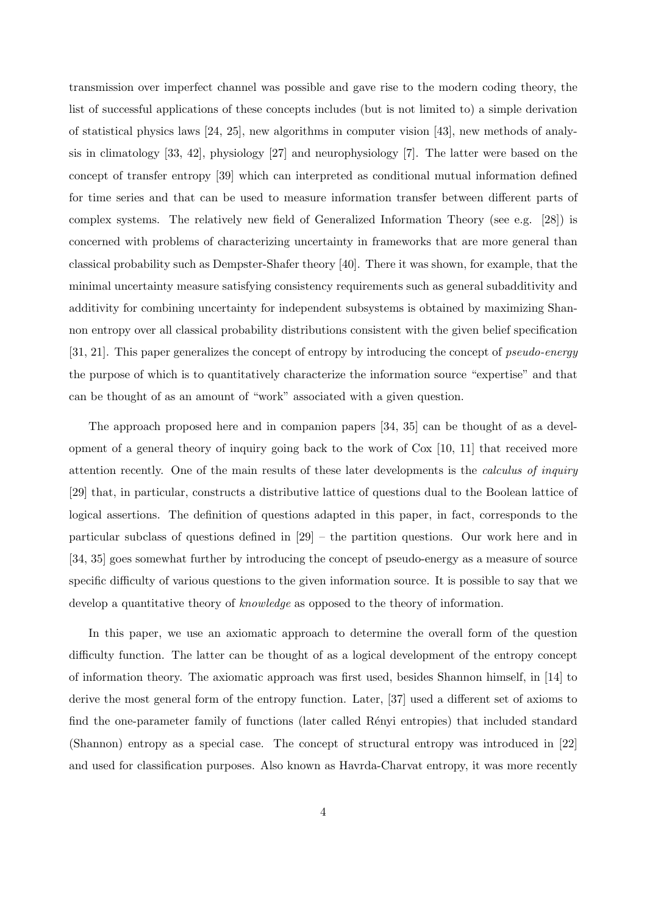transmission over imperfect channel was possible and gave rise to the modern coding theory, the list of successful applications of these concepts includes (but is not limited to) a simple derivation of statistical physics laws [24, 25], new algorithms in computer vision [43], new methods of analysis in climatology [33, 42], physiology [27] and neurophysiology [7]. The latter were based on the concept of transfer entropy [39] which can interpreted as conditional mutual information defined for time series and that can be used to measure information transfer between different parts of complex systems. The relatively new field of Generalized Information Theory (see e.g. [28]) is concerned with problems of characterizing uncertainty in frameworks that are more general than classical probability such as Dempster-Shafer theory [40]. There it was shown, for example, that the minimal uncertainty measure satisfying consistency requirements such as general subadditivity and additivity for combining uncertainty for independent subsystems is obtained by maximizing Shannon entropy over all classical probability distributions consistent with the given belief specification [31, 21]. This paper generalizes the concept of entropy by introducing the concept of *pseudo-energy* the purpose of which is to quantitatively characterize the information source "expertise" and that can be thought of as an amount of "work" associated with a given question.

The approach proposed here and in companion papers [34, 35] can be thought of as a development of a general theory of inquiry going back to the work of Cox [10, 11] that received more attention recently. One of the main results of these later developments is the *calculus of inquiry* [29] that, in particular, constructs a distributive lattice of questions dual to the Boolean lattice of logical assertions. The definition of questions adapted in this paper, in fact, corresponds to the particular subclass of questions defined in [29] – the partition questions. Our work here and in [34, 35] goes somewhat further by introducing the concept of pseudo-energy as a measure of source specific difficulty of various questions to the given information source. It is possible to say that we develop a quantitative theory of *knowledge* as opposed to the theory of information.

In this paper, we use an axiomatic approach to determine the overall form of the question difficulty function. The latter can be thought of as a logical development of the entropy concept of information theory. The axiomatic approach was first used, besides Shannon himself, in [14] to derive the most general form of the entropy function. Later, [37] used a different set of axioms to find the one-parameter family of functions (later called Rényi entropies) that included standard (Shannon) entropy as a special case. The concept of structural entropy was introduced in [22] and used for classification purposes. Also known as Havrda-Charvat entropy, it was more recently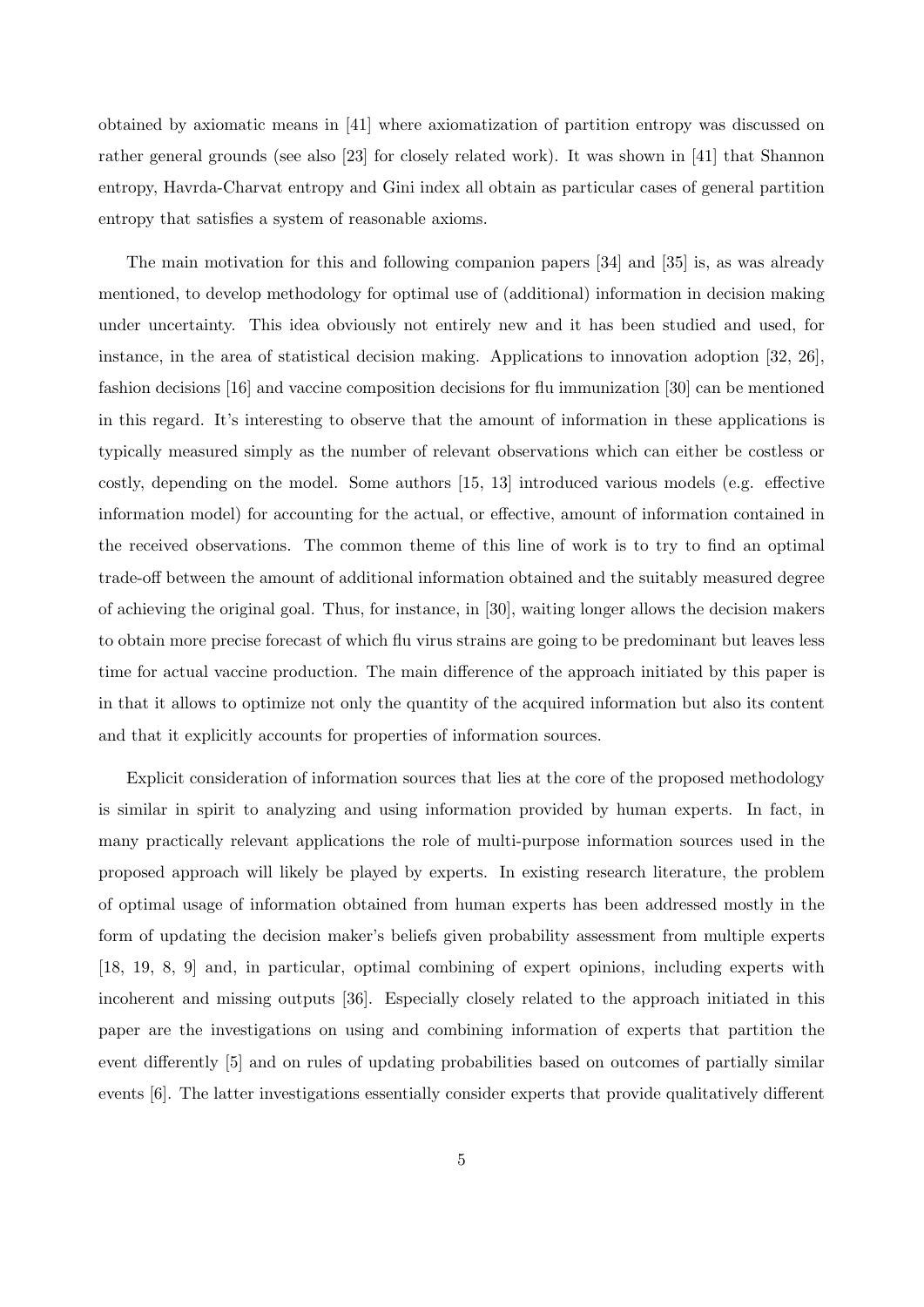obtained by axiomatic means in [41] where axiomatization of partition entropy was discussed on rather general grounds (see also [23] for closely related work). It was shown in [41] that Shannon entropy, Havrda-Charvat entropy and Gini index all obtain as particular cases of general partition entropy that satisfies a system of reasonable axioms.

The main motivation for this and following companion papers [34] and [35] is, as was already mentioned, to develop methodology for optimal use of (additional) information in decision making under uncertainty. This idea obviously not entirely new and it has been studied and used, for instance, in the area of statistical decision making. Applications to innovation adoption [32, 26], fashion decisions [16] and vaccine composition decisions for flu immunization [30] can be mentioned in this regard. It's interesting to observe that the amount of information in these applications is typically measured simply as the number of relevant observations which can either be costless or costly, depending on the model. Some authors [15, 13] introduced various models (e.g. effective information model) for accounting for the actual, or effective, amount of information contained in the received observations. The common theme of this line of work is to try to find an optimal trade-off between the amount of additional information obtained and the suitably measured degree of achieving the original goal. Thus, for instance, in [30], waiting longer allows the decision makers to obtain more precise forecast of which flu virus strains are going to be predominant but leaves less time for actual vaccine production. The main difference of the approach initiated by this paper is in that it allows to optimize not only the quantity of the acquired information but also its content and that it explicitly accounts for properties of information sources.

Explicit consideration of information sources that lies at the core of the proposed methodology is similar in spirit to analyzing and using information provided by human experts. In fact, in many practically relevant applications the role of multi-purpose information sources used in the proposed approach will likely be played by experts. In existing research literature, the problem of optimal usage of information obtained from human experts has been addressed mostly in the form of updating the decision maker's beliefs given probability assessment from multiple experts [18, 19, 8, 9] and, in particular, optimal combining of expert opinions, including experts with incoherent and missing outputs [36]. Especially closely related to the approach initiated in this paper are the investigations on using and combining information of experts that partition the event differently [5] and on rules of updating probabilities based on outcomes of partially similar events [6]. The latter investigations essentially consider experts that provide qualitatively different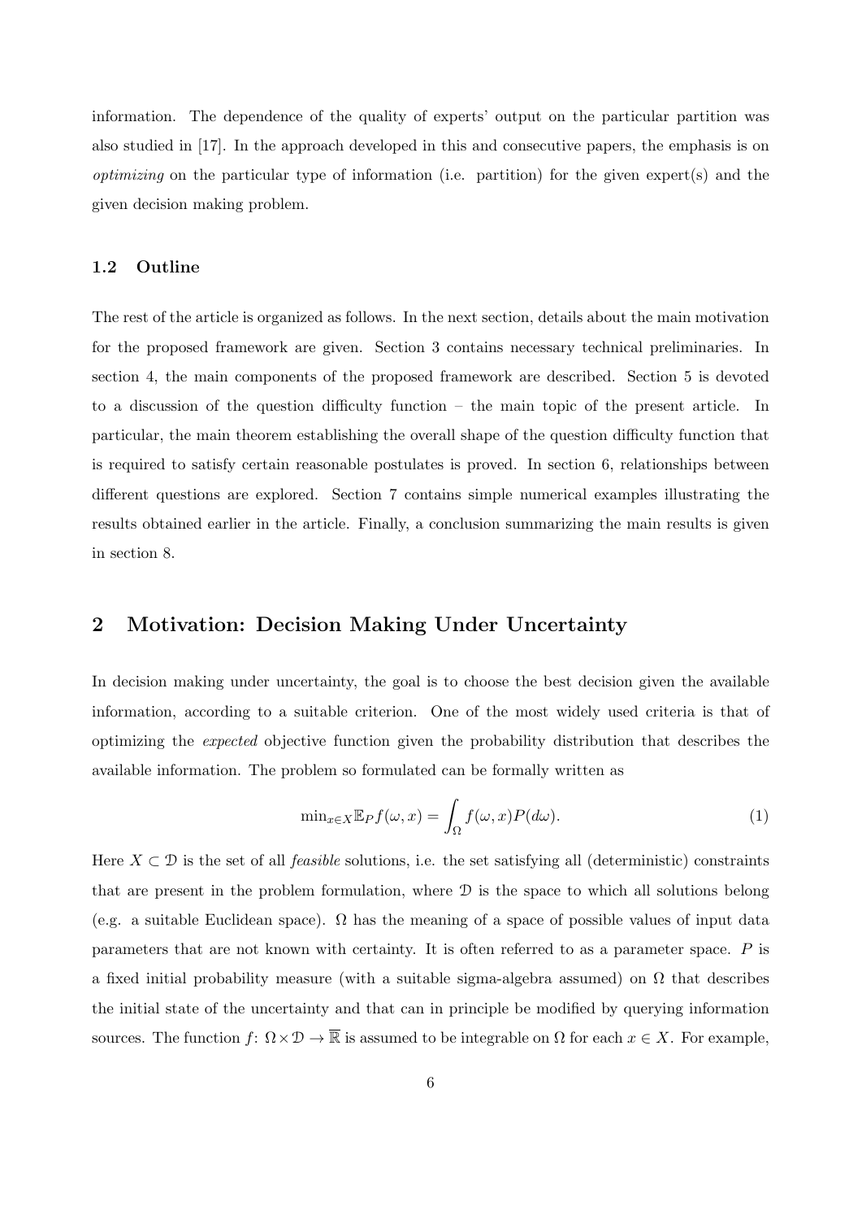information. The dependence of the quality of experts' output on the particular partition was also studied in [17]. In the approach developed in this and consecutive papers, the emphasis is on *optimizing* on the particular type of information (i.e. partition) for the given expert(s) and the given decision making problem.

### 1.2 Outline

The rest of the article is organized as follows. In the next section, details about the main motivation for the proposed framework are given. Section 3 contains necessary technical preliminaries. In section 4, the main components of the proposed framework are described. Section 5 is devoted to a discussion of the question difficulty function – the main topic of the present article. In particular, the main theorem establishing the overall shape of the question difficulty function that is required to satisfy certain reasonable postulates is proved. In section 6, relationships between different questions are explored. Section 7 contains simple numerical examples illustrating the results obtained earlier in the article. Finally, a conclusion summarizing the main results is given in section 8.

## 2 Motivation: Decision Making Under Uncertainty

In decision making under uncertainty, the goal is to choose the best decision given the available information, according to a suitable criterion. One of the most widely used criteria is that of optimizing the *expected* objective function given the probability distribution that describes the available information. The problem so formulated can be formally written as

$$\min_{x \in X} \mathbb{E}_P f(\omega, x) = \int_{\Omega} f(\omega, x) P(d\omega). \tag{1}$$

Here $X \subset \mathcal{D}$ is the set of all *feasible* solutions, i.e. the set satisfying all (deterministic) constraints that are present in the problem formulation, where $\mathcal{D}$ is the space to which all solutions belong (e.g. a suitable Euclidean space). $\Omega$ has the meaning of a space of possible values of input data parameters that are not known with certainty. It is often referred to as a parameter space. $P$ is a fixed initial probability measure (with a suitable sigma-algebra assumed) on $\Omega$ that describes the initial state of the uncertainty and that can in principle be modified by querying information sources. The function $f\colon \Omega \times \mathcal{D} \to \overline{\mathbb{R}}$ is assumed to be integrable on $\Omega$ for each $x \in X$. For example,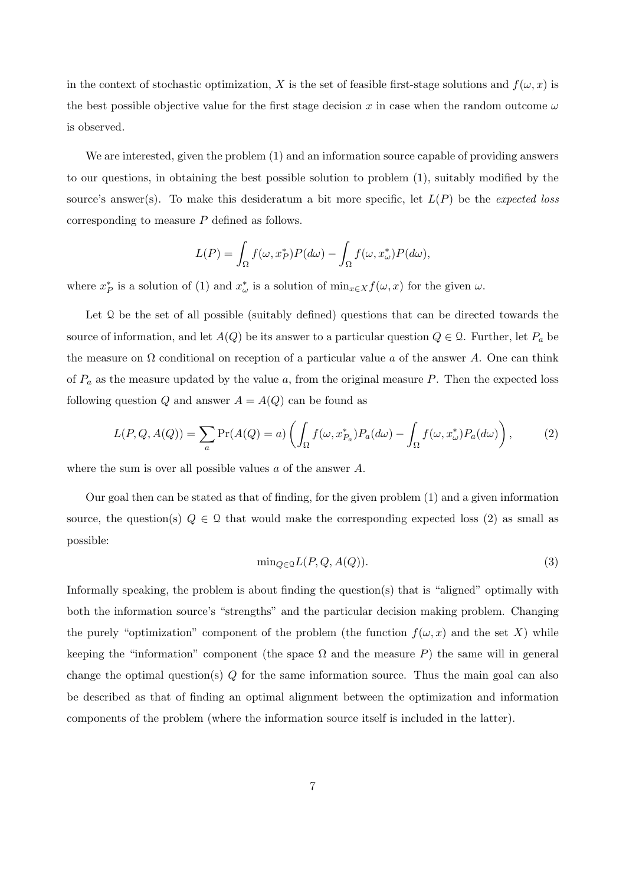in the context of stochastic optimization, $X$ is the set of feasible first-stage solutions and $f(\omega, x)$ is the best possible objective value for the first stage decision $x$ in case when the random outcome $\omega$ is observed.

We are interested, given the problem (1) and an information source capable of providing answers to our questions, in obtaining the best possible solution to problem (1), suitably modified by the source's answer(s). To make this desideratum a bit more specific, let $L(P)$ be the *expected loss* corresponding to measure $P$ defined as follows.

$$L(P) = \int_{\Omega} f(\omega, x_P^*) P(d\omega) - \int_{\Omega} f(\omega, x_\omega^*) P(d\omega),$$

where $x_P^*$ is a solution of (1) and $x_\omega^*$ is a solution of $\min_{x \in X} f(\omega, x)$ for the given $\omega$.

Let $\mathcal{Q}$ be the set of all possible (suitably defined) questions that can be directed towards the source of information, and let $A(Q)$ be its answer to a particular question $Q \in \mathcal{Q}$. Further, let $P_a$ be the measure on $\Omega$ conditional on reception of a particular value $a$ of the answer $A$. One can think of $P_a$ as the measure updated by the value $a$, from the original measure $P$. Then the expected loss following question $Q$ and answer $A = A(Q)$ can be found as

$$L(P, Q, A(Q)) = \sum_a \Pr(A(Q) = a) \left( \int_{\Omega} f(\omega, x_{P_a}^*) P_a(d\omega) - \int_{\Omega} f(\omega, x_\omega^*) P_a(d\omega) \right), \tag{2}$$

where the sum is over all possible values $a$ of the answer $A$.

Our goal then can be stated as that of finding, for the given problem (1) and a given information source, the question(s) $Q \in \mathcal{Q}$ that would make the corresponding expected loss (2) as small as possible:

$$\min_{Q \in \mathcal{Q}} L(P, Q, A(Q)). \tag{3}$$

Informally speaking, the problem is about finding the question(s) that is "aligned" optimally with both the information source's "strengths" and the particular decision making problem. Changing the purely "optimization" component of the problem (the function $f(\omega, x)$ and the set $X$) while keeping the "information" component (the space $\Omega$ and the measure $P$) the same will in general change the optimal question(s) $Q$ for the same information source. Thus the main goal can also be described as that of finding an optimal alignment between the optimization and information components of the problem (where the information source itself is included in the latter).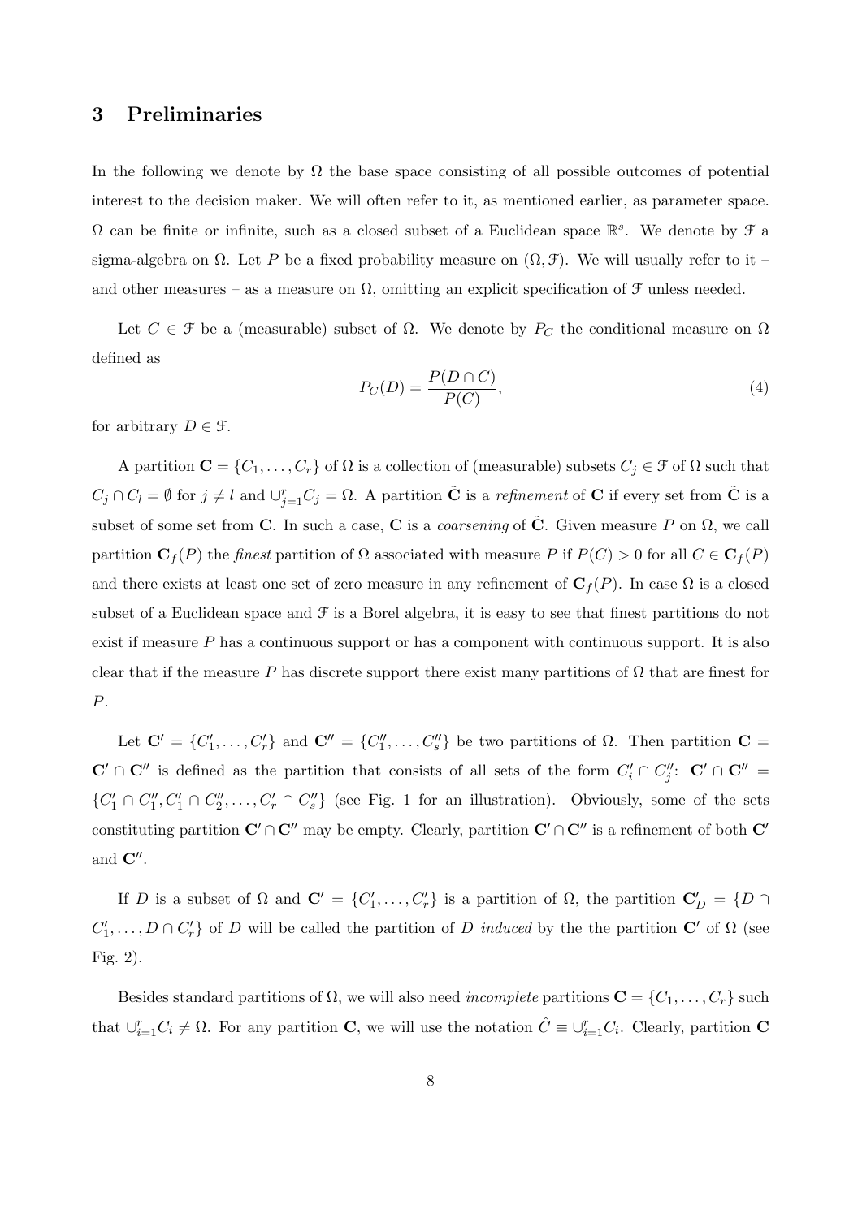## 3 Preliminaries

In the following we denote by $\Omega$ the base space consisting of all possible outcomes of potential interest to the decision maker. We will often refer to it, as mentioned earlier, as parameter space. $\Omega$ can be finite or infinite, such as a closed subset of a Euclidean space $\mathbb{R}^s$. We denote by $\mathcal{F}$ a sigma-algebra on $\Omega$. Let $P$ be a fixed probability measure on $(\Omega, \mathcal{F})$. We will usually refer to it – and other measures – as a measure on $\Omega$, omitting an explicit specification of $\mathcal{F}$ unless needed.

Let $C \in \mathcal{F}$ be a (measurable) subset of $\Omega$. We denote by $P_C$ the conditional measure on $\Omega$ defined as

$$P_C(D) = \frac{P(D \cap C)}{P(C)}, \tag{4}$$

for arbitrary $D \in \mathcal{F}$.

A partition $\mathbf{C} = \{C_1, \ldots, C_r\}$ of $\Omega$ is a collection of (measurable) subsets $C_j \in \mathcal{F}$ of $\Omega$ such that $C_j \cap C_l = \emptyset$ for $j \neq l$ and $\cup_{j=1}^r C_j = \Omega$. A partition $\tilde{\mathbf{C}}$ is a *refinement* of $\mathbf{C}$ if every set from $\tilde{\mathbf{C}}$ is a subset of some set from $\mathbf{C}$. In such a case, $\mathbf{C}$ is a *coarsening* of $\tilde{\mathbf{C}}$. Given measure $P$ on $\Omega$, we call partition $\mathbf{C}_f(P)$ the *finest* partition of $\Omega$ associated with measure $P$ if $P(C) > 0$ for all $C \in \mathbf{C}_f(P)$ and there exists at least one set of zero measure in any refinement of $\mathbf{C}_f(P)$. In case $\Omega$ is a closed subset of a Euclidean space and $\mathcal{F}$ is a Borel algebra, it is easy to see that finest partitions do not exist if measure $P$ has a continuous support or has a component with continuous support. It is also clear that if the measure $P$ has discrete support there exist many partitions of $\Omega$ that are finest for $P$.

Let $\mathbf{C}' = \{C'_1, \ldots, C'_r\}$ and $\mathbf{C}'' = \{C''_1, \ldots, C''_s\}$ be two partitions of $\Omega$. Then partition $\mathbf{C} = \mathbf{C}' \cap \mathbf{C}''$ is defined as the partition that consists of all sets of the form $C'_i \cap C''_j$: $\mathbf{C}' \cap \mathbf{C}'' = \{C'_1 \cap C''_1, C'_1 \cap C''_2, \ldots, C'_r \cap C''_s\}$ (see Fig. 1 for an illustration). Obviously, some of the sets constituting partition $\mathbf{C}' \cap \mathbf{C}''$ may be empty. Clearly, partition $\mathbf{C}' \cap \mathbf{C}''$ is a refinement of both $\mathbf{C}'$ and $\mathbf{C}''$.

If $D$ is a subset of $\Omega$ and $\mathbf{C}' = \{C'_1, \ldots, C'_r\}$ is a partition of $\Omega$, the partition $\mathbf{C}'_D = \{D \cap C'_1, \ldots, D \cap C'_r\}$ of $D$ will be called the partition of $D$ *induced* by the the partition $\mathbf{C}'$ of $\Omega$ (see Fig. 2).

Besides standard partitions of $\Omega$, we will also need *incomplete* partitions $\mathbf{C} = \{C_1, \ldots, C_r\}$ such that $\cup_{i=1}^r C_i \neq \Omega$. For any partition $\mathbf{C}$, we will use the notation $\hat{C} \equiv \cup_{i=1}^r C_i$. Clearly, partition $\mathbf{C}$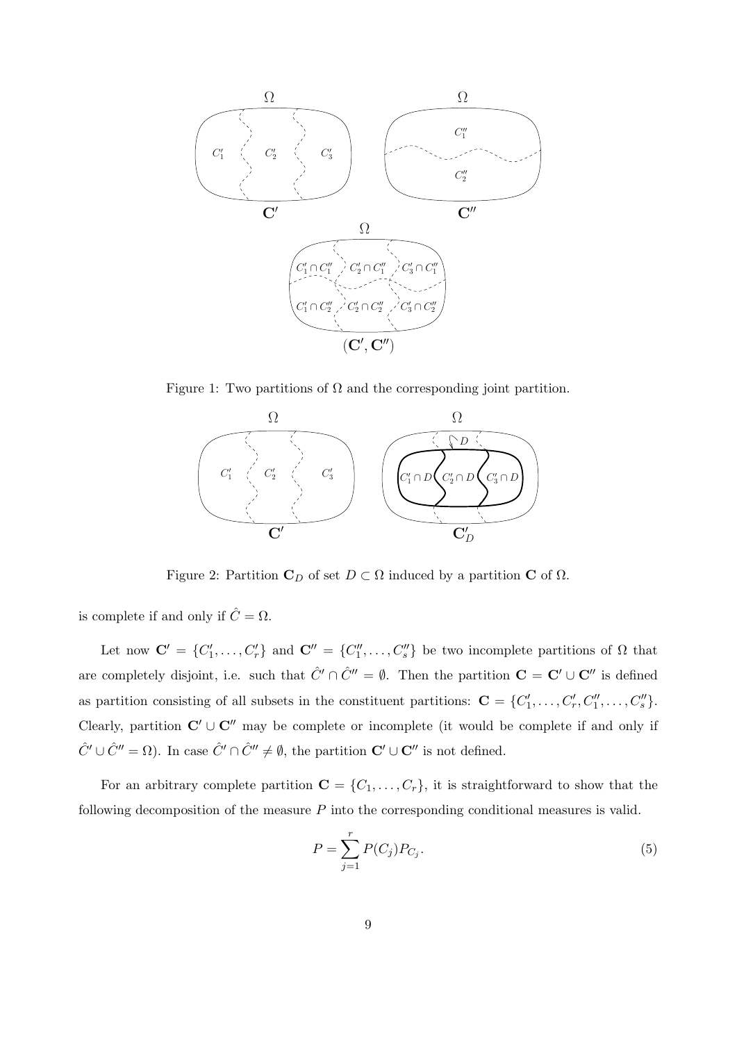Figure 1: Two partitions of $\Omega$ and the corresponding joint partition.

Figure 2: Partition $\mathbf{C}_D$ of set $D \subset \Omega$ induced by a partition $\mathbf{C}$ of $\Omega$.

is complete if and only if $\hat{C} = \Omega$.

Let now $\mathbf{C}' = \{C'_1, \ldots, C'_r\}$ and $\mathbf{C}'' = \{C''_1, \ldots, C''_s\}$ be two incomplete partitions of $\Omega$ that are completely disjoint, i.e. such that $\hat{C}' \cap \hat{C}'' = \emptyset$. Then the partition $\mathbf{C} = \mathbf{C}' \cup \mathbf{C}''$ is defined as partition consisting of all subsets in the constituent partitions: $\mathbf{C} = \{C'_1, \ldots, C'_r, C''_1, \ldots, C''_s\}$. Clearly, partition $\mathbf{C}' \cup \mathbf{C}''$ may be complete or incomplete (it would be complete if and only if $\hat{C}' \cup \hat{C}'' = \Omega$). In case $\hat{C}' \cap \hat{C}'' \neq \emptyset$, the partition $\mathbf{C}' \cup \mathbf{C}''$ is not defined.

For an arbitrary complete partition $\mathbf{C} = \{C_1, \ldots, C_r\}$, it is straightforward to show that the following decomposition of the measure $P$ into the corresponding conditional measures is valid.

$$P = \sum_{j=1}^{r} P(C_j) P_{C_j}. \tag{5}$$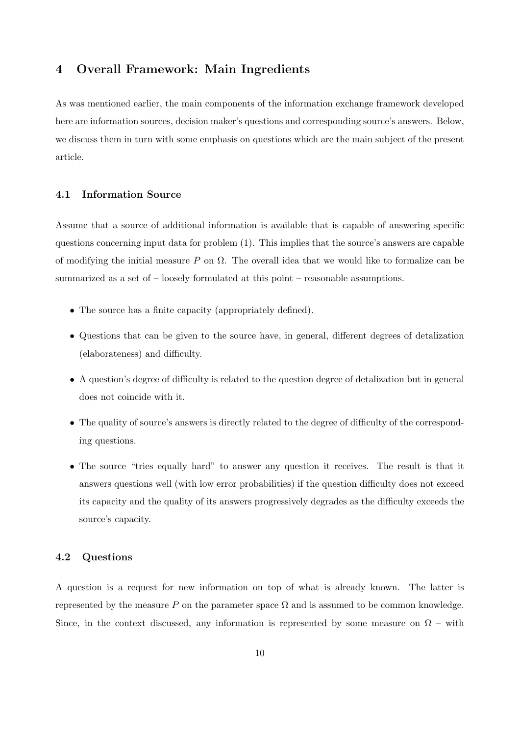## 4 Overall Framework: Main Ingredients

As was mentioned earlier, the main components of the information exchange framework developed here are information sources, decision maker's questions and corresponding source's answers. Below, we discuss them in turn with some emphasis on questions which are the main subject of the present article.

### 4.1 Information Source

Assume that a source of additional information is available that is capable of answering specific questions concerning input data for problem (1). This implies that the source's answers are capable of modifying the initial measure $P$ on $\Omega$. The overall idea that we would like to formalize can be summarized as a set of – loosely formulated at this point – reasonable assumptions.

- The source has a finite capacity (appropriately defined).
- Questions that can be given to the source have, in general, different degrees of detalization (elaborateness) and difficulty.
- A question's degree of difficulty is related to the question degree of detalization but in general does not coincide with it.
- The quality of source's answers is directly related to the degree of difficulty of the corresponding questions.
- The source "tries equally hard" to answer any question it receives. The result is that it answers questions well (with low error probabilities) if the question difficulty does not exceed its capacity and the quality of its answers progressively degrades as the difficulty exceeds the source's capacity.

### 4.2 Questions

A question is a request for new information on top of what is already known. The latter is represented by the measure $P$ on the parameter space $\Omega$ and is assumed to be common knowledge. Since, in the context discussed, any information is represented by some measure on $\Omega$ – with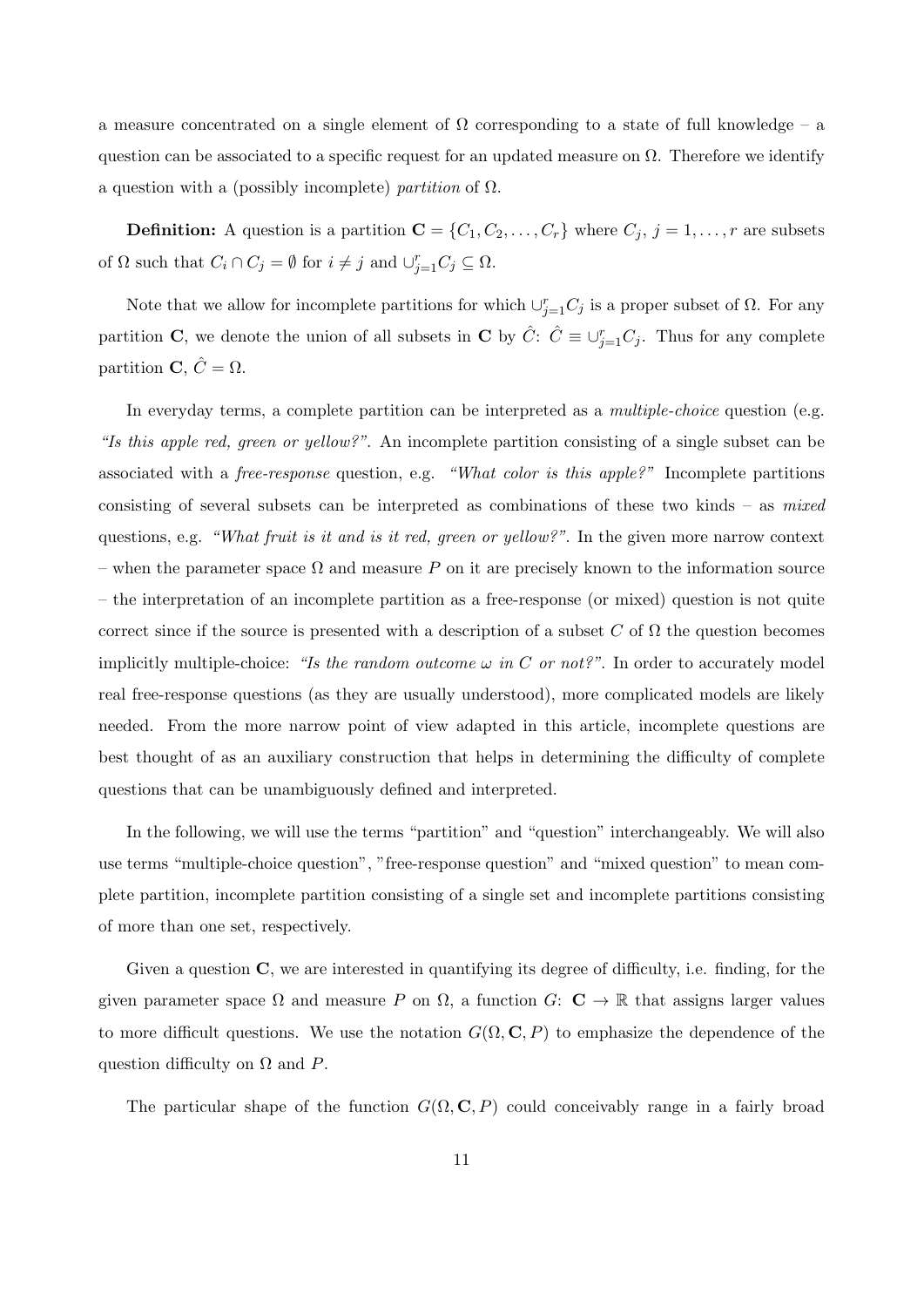a measure concentrated on a single element of $\Omega$ corresponding to a state of full knowledge – a question can be associated to a specific request for an updated measure on $\Omega$. Therefore we identify a question with a (possibly incomplete) *partition* of $\Omega$.

**Definition:** A question is a partition $\mathbf{C} = \{C_1, C_2, \ldots, C_r\}$ where $C_j$, $j = 1, \ldots, r$ are subsets of $\Omega$ such that $C_i \cap C_j = \emptyset$ for $i \neq j$ and $\cup_{j=1}^r C_j \subseteq \Omega$.

Note that we allow for incomplete partitions for which $\cup_{j=1}^r C_j$ is a proper subset of $\Omega$. For any partition $\mathbf{C}$, we denote the union of all subsets in $\mathbf{C}$ by $\hat{C}$: $\hat{C} \equiv \cup_{j=1}^r C_j$. Thus for any complete partition $\mathbf{C}$, $\hat{C} = \Omega$.

In everyday terms, a complete partition can be interpreted as a *multiple-choice* question (e.g. *"Is this apple red, green or yellow?"*. An incomplete partition consisting of a single subset can be associated with a *free-response* question, e.g. *"What color is this apple?"* Incomplete partitions consisting of several subsets can be interpreted as combinations of these two kinds – as *mixed* questions, e.g. *"What fruit is it and is it red, green or yellow?"*. In the given more narrow context – when the parameter space $\Omega$ and measure $P$ on it are precisely known to the information source – the interpretation of an incomplete partition as a free-response (or mixed) question is not quite correct since if the source is presented with a description of a subset $C$ of $\Omega$ the question becomes implicitly multiple-choice: *"Is the random outcome $\omega$ in $C$ or not?"*. In order to accurately model real free-response questions (as they are usually understood), more complicated models are likely needed. From the more narrow point of view adapted in this article, incomplete questions are best thought of as an auxiliary construction that helps in determining the difficulty of complete questions that can be unambiguously defined and interpreted.

In the following, we will use the terms "partition" and "question" interchangeably. We will also use terms "multiple-choice question", "free-response question" and "mixed question" to mean complete partition, incomplete partition consisting of a single set and incomplete partitions consisting of more than one set, respectively.

Given a question $\mathbf{C}$, we are interested in quantifying its degree of difficulty, i.e. finding, for the given parameter space $\Omega$ and measure $P$ on $\Omega$, a function $G$: $\mathbf{C} \to \mathbb{R}$ that assigns larger values to more difficult questions. We use the notation $G(\Omega, \mathbf{C}, P)$ to emphasize the dependence of the question difficulty on $\Omega$ and $P$.

The particular shape of the function $G(\Omega, \mathbf{C}, P)$ could conceivably range in a fairly broad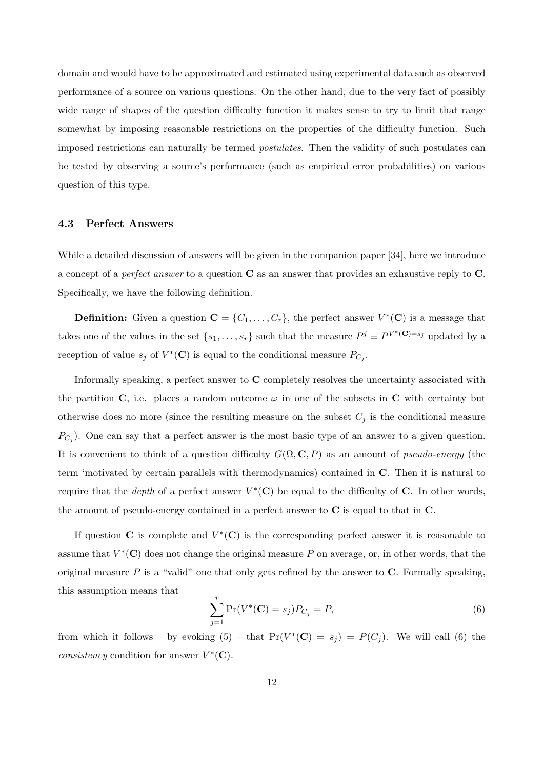domain and would have to be approximated and estimated using experimental data such as observed performance of a source on various questions. On the other hand, due to the very fact of possibly wide range of shapes of the question difficulty function it makes sense to try to limit that range somewhat by imposing reasonable restrictions on the properties of the difficulty function. Such imposed restrictions can naturally be termed *postulates*. Then the validity of such postulates can be tested by observing a source's performance (such as empirical error probabilities) on various question of this type.

### 4.3 Perfect Answers

While a detailed discussion of answers will be given in the companion paper [34], here we introduce a concept of a *perfect answer* to a question $\mathbf{C}$ as an answer that provides an exhaustive reply to $\mathbf{C}$. Specifically, we have the following definition.

**Definition:** Given a question $\mathbf{C} = \{C_1, \ldots, C_r\}$, the perfect answer $V^*(\mathbf{C})$ is a message that takes one of the values in the set $\{s_1, \ldots, s_r\}$ such that the measure $P^j \equiv P^{V^*(\mathbf{C})=s_j}$ updated by a reception of value $s_j$ of $V^*(\mathbf{C})$ is equal to the conditional measure $P_{C_j}$.

Informally speaking, a perfect answer to $\mathbf{C}$ completely resolves the uncertainty associated with the partition $\mathbf{C}$, i.e. places a random outcome $\omega$ in one of the subsets in $\mathbf{C}$ with certainty but otherwise does no more (since the resulting measure on the subset $C_j$ is the conditional measure $P_{C_j}$). One can say that a perfect answer is the most basic type of an answer to a given question. It is convenient to think of a question difficulty $G(\Omega, \mathbf{C}, P)$ as an amount of *pseudo-energy* (the term 'motivated by certain parallels with thermodynamics) contained in $\mathbf{C}$. Then it is natural to require that the *depth* of a perfect answer $V^*(\mathbf{C})$ be equal to the difficulty of $\mathbf{C}$. In other words, the amount of pseudo-energy contained in a perfect answer to $\mathbf{C}$ is equal to that in $\mathbf{C}$.

If question $\mathbf{C}$ is complete and $V^*(\mathbf{C})$ is the corresponding perfect answer it is reasonable to assume that $V^*(\mathbf{C})$ does not change the original measure $P$ on average, or, in other words, that the original measure $P$ is a "valid" one that only gets refined by the answer to $\mathbf{C}$. Formally speaking, this assumption means that

$$\sum_{j=1}^{r} \Pr(V^*(\mathbf{C}) = s_j) P_{C_j} = P, \tag{6}$$

from which it follows – by evoking (5) – that $\Pr(V^*(\mathbf{C}) = s_j) = P(C_j)$. We will call (6) the *consistency* condition for answer $V^*(\mathbf{C})$.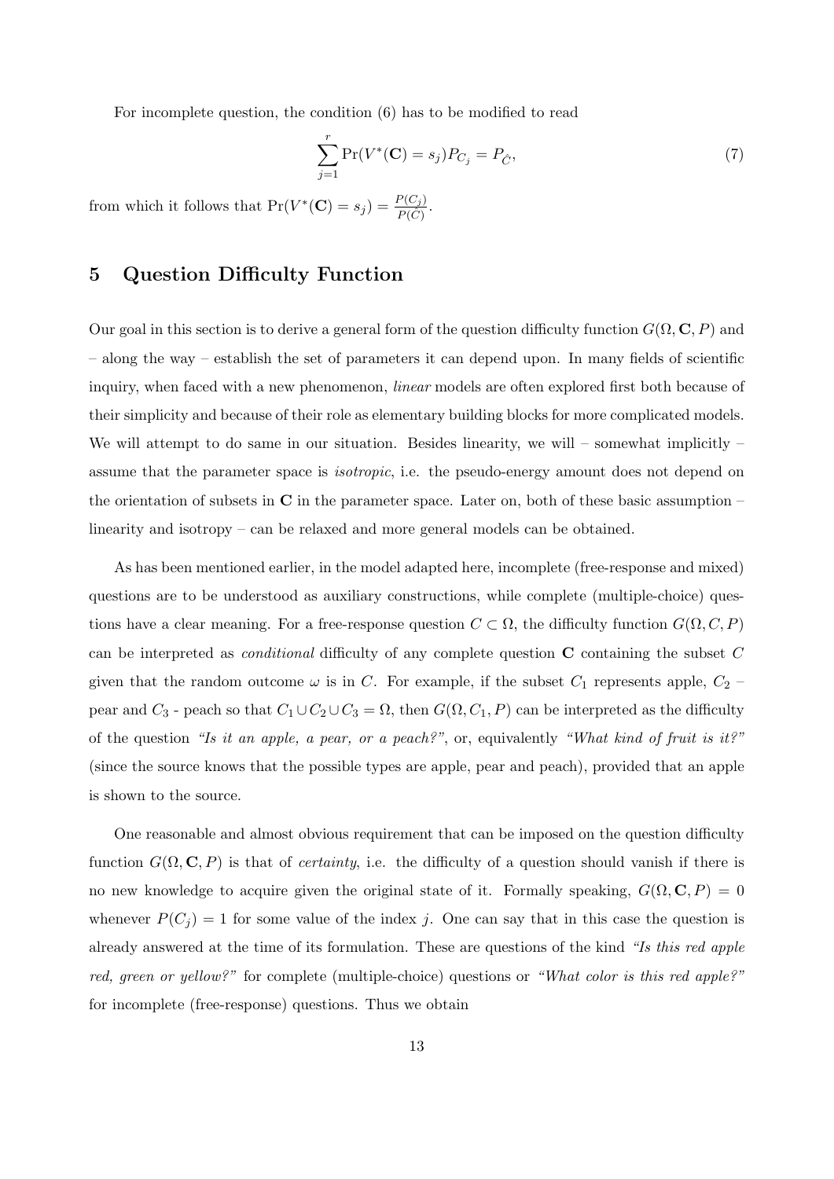For incomplete question, the condition (6) has to be modified to read

$$\sum_{j=1}^{r} \Pr(V^*(\mathbf{C}) = s_j) P_{C_j} = P_{\hat{C}}, \tag{7}$$

from which it follows that $\Pr(V^*(\mathbf{C}) = s_j) = \frac{P(C_j)}{P(\hat{C})}$.

## 5 Question Difficulty Function

Our goal in this section is to derive a general form of the question difficulty function $G(\Omega, \mathbf{C}, P)$ and – along the way – establish the set of parameters it can depend upon. In many fields of scientific inquiry, when faced with a new phenomenon, *linear* models are often explored first both because of their simplicity and because of their role as elementary building blocks for more complicated models. We will attempt to do same in our situation. Besides linearity, we will – somewhat implicitly – assume that the parameter space is *isotropic*, i.e. the pseudo-energy amount does not depend on the orientation of subsets in $\mathbf{C}$ in the parameter space. Later on, both of these basic assumption – linearity and isotropy – can be relaxed and more general models can be obtained.

As has been mentioned earlier, in the model adapted here, incomplete (free-response and mixed) questions are to be understood as auxiliary constructions, while complete (multiple-choice) questions have a clear meaning. For a free-response question $C \subset \Omega$, the difficulty function $G(\Omega, C, P)$ can be interpreted as *conditional* difficulty of any complete question $\mathbf{C}$ containing the subset $C$ given that the random outcome $\omega$ is in $C$. For example, if the subset $C_1$ represents apple, $C_2$ – pear and $C_3$ - peach so that $C_1 \cup C_2 \cup C_3 = \Omega$, then $G(\Omega, C_1, P)$ can be interpreted as the difficulty of the question *"Is it an apple, a pear, or a peach?"*, or, equivalently *"What kind of fruit is it?"* (since the source knows that the possible types are apple, pear and peach), provided that an apple is shown to the source.

One reasonable and almost obvious requirement that can be imposed on the question difficulty function $G(\Omega, \mathbf{C}, P)$ is that of *certainty*, i.e. the difficulty of a question should vanish if there is no new knowledge to acquire given the original state of it. Formally speaking, $G(\Omega, \mathbf{C}, P) = 0$ whenever $P(C_j) = 1$ for some value of the index $j$. One can say that in this case the question is already answered at the time of its formulation. These are questions of the kind *"Is this red apple red, green or yellow?"* for complete (multiple-choice) questions or *"What color is this red apple?"* for incomplete (free-response) questions. Thus we obtain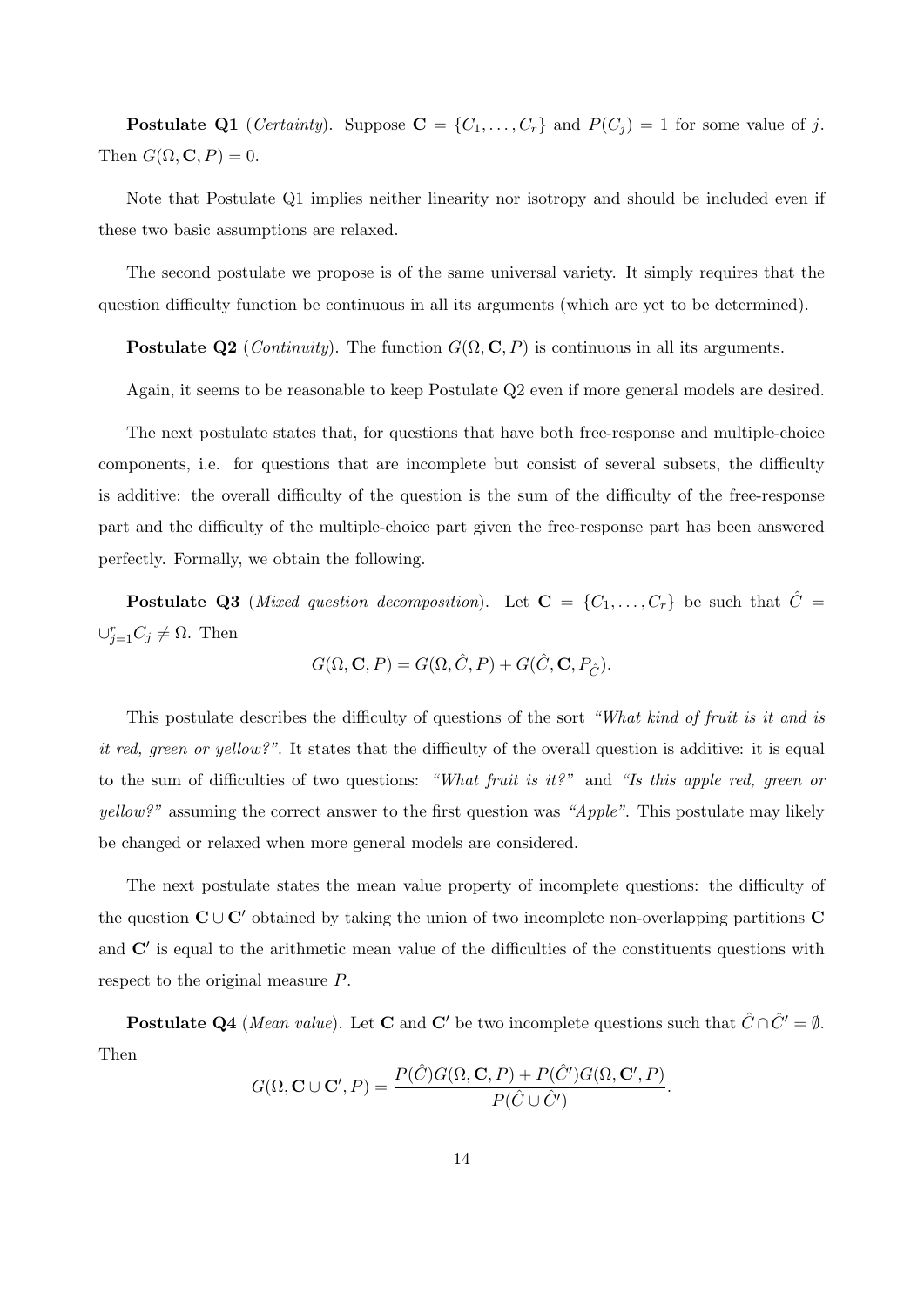**Postulate Q1** (*Certainty*). Suppose $\mathbf{C} = \{C_1, \ldots, C_r\}$ and $P(C_j) = 1$ for some value of $j$. Then $G(\Omega, \mathbf{C}, P) = 0$.

Note that Postulate Q1 implies neither linearity nor isotropy and should be included even if these two basic assumptions are relaxed.

The second postulate we propose is of the same universal variety. It simply requires that the question difficulty function be continuous in all its arguments (which are yet to be determined).

**Postulate Q2** (*Continuity*). The function $G(\Omega, \mathbf{C}, P)$ is continuous in all its arguments.

Again, it seems to be reasonable to keep Postulate Q2 even if more general models are desired.

The next postulate states that, for questions that have both free-response and multiple-choice components, i.e. for questions that are incomplete but consist of several subsets, the difficulty is additive: the overall difficulty of the question is the sum of the difficulty of the free-response part and the difficulty of the multiple-choice part given the free-response part has been answered perfectly. Formally, we obtain the following.

**Postulate Q3** (*Mixed question decomposition*). Let $\mathbf{C} = \{C_1, \ldots, C_r\}$ be such that $\hat{C} = \cup_{j=1}^{r} C_j \neq \Omega$. Then

$$G(\Omega, \mathbf{C}, P) = G(\Omega, \hat{C}, P) + G(\hat{C}, \mathbf{C}, P_{\hat{C}}).$$

This postulate describes the difficulty of questions of the sort *"What kind of fruit is it and is it red, green or yellow?"*. It states that the difficulty of the overall question is additive: it is equal to the sum of difficulties of two questions: *"What fruit is it?"* and *"Is this apple red, green or yellow?"* assuming the correct answer to the first question was *"Apple"*. This postulate may likely be changed or relaxed when more general models are considered.

The next postulate states the mean value property of incomplete questions: the difficulty of the question $\mathbf{C} \cup \mathbf{C}'$ obtained by taking the union of two incomplete non-overlapping partitions $\mathbf{C}$ and $\mathbf{C}'$ is equal to the arithmetic mean value of the difficulties of the constituents questions with respect to the original measure $P$.

**Postulate Q4** (*Mean value*). Let $\mathbf{C}$ and $\mathbf{C}'$ be two incomplete questions such that $\hat{C} \cap \hat{C}' = \emptyset$. Then

$$G(\Omega, \mathbf{C} \cup \mathbf{C}', P) = \frac{P(\hat{C}) G(\Omega, \mathbf{C}, P) + P(\hat{C}') G(\Omega, \mathbf{C}', P)}{P(\hat{C} \cup \hat{C}')}.$$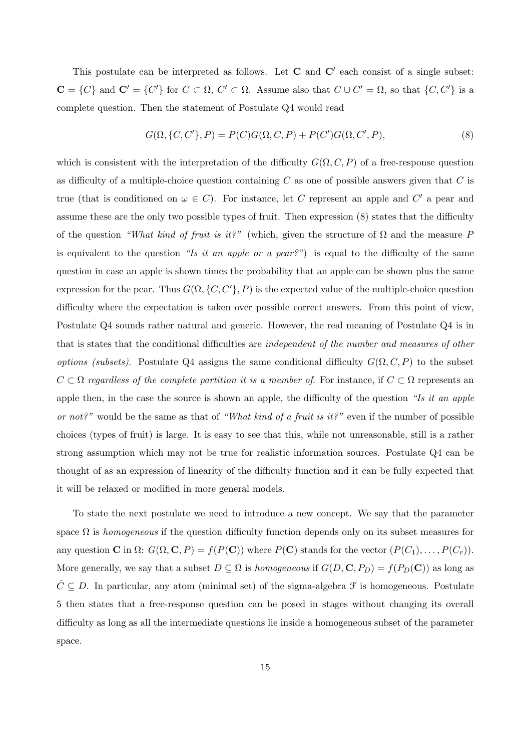This postulate can be interpreted as follows. Let $\mathbf{C}$ and $\mathbf{C}'$ each consist of a single subset: $\mathbf{C} = \{C\}$ and $\mathbf{C}' = \{C'\}$ for $C \subset \Omega$, $C' \subset \Omega$. Assume also that $C \cup C' = \Omega$, so that $\{C, C'\}$ is a complete question. Then the statement of Postulate Q4 would read

$$G(\Omega, \{C, C'\}, P) = P(C)G(\Omega, C, P) + P(C')G(\Omega, C', P), \tag{8}$$

which is consistent with the interpretation of the difficulty $G(\Omega, C, P)$ of a free-response question as difficulty of a multiple-choice question containing $C$ as one of possible answers given that $C$ is true (that is conditioned on $\omega \in C$). For instance, let $C$ represent an apple and $C'$ a pear and assume these are the only two possible types of fruit. Then expression (8) states that the difficulty of the question *"What kind of fruit is it?"* (which, given the structure of $\Omega$ and the measure $P$ is equivalent to the question *"Is it an apple or a pear?"*) is equal to the difficulty of the same question in case an apple is shown times the probability that an apple can be shown plus the same expression for the pear. Thus $G(\Omega, \{C, C'\}, P)$ is the expected value of the multiple-choice question difficulty where the expectation is taken over possible correct answers. From this point of view, Postulate Q4 sounds rather natural and generic. However, the real meaning of Postulate Q4 is in that is states that the conditional difficulties are *independent of the number and measures of other options (subsets).* Postulate Q4 assigns the same conditional difficulty $G(\Omega, C, P)$ to the subset $C \subset \Omega$ *regardless of the complete partition it is a member of.* For instance, if $C \subset \Omega$ represents an apple then, in the case the source is shown an apple, the difficulty of the question *"Is it an apple or not?"* would be the same as that of *"What kind of a fruit is it?"* even if the number of possible choices (types of fruit) is large. It is easy to see that this, while not unreasonable, still is a rather strong assumption which may not be true for realistic information sources. Postulate Q4 can be thought of as an expression of linearity of the difficulty function and it can be fully expected that it will be relaxed or modified in more general models.

To state the next postulate we need to introduce a new concept. We say that the parameter space $\Omega$ is *homogeneous* if the question difficulty function depends only on its subset measures for any question $\mathbf{C}$ in $\Omega$: $G(\Omega, \mathbf{C}, P) = f(P(\mathbf{C}))$ where $P(\mathbf{C})$ stands for the vector $(P(C_1), \ldots, P(C_r))$. More generally, we say that a subset $D \subseteq \Omega$ is *homogeneous* if $G(D, \mathbf{C}, P_D) = f(P_D(\mathbf{C}))$ as long as $\hat{C} \subseteq D$. In particular, any atom (minimal set) of the sigma-algebra $\mathcal{F}$ is homogeneous. Postulate 5 then states that a free-response question can be posed in stages without changing its overall difficulty as long as all the intermediate questions lie inside a homogeneous subset of the parameter space.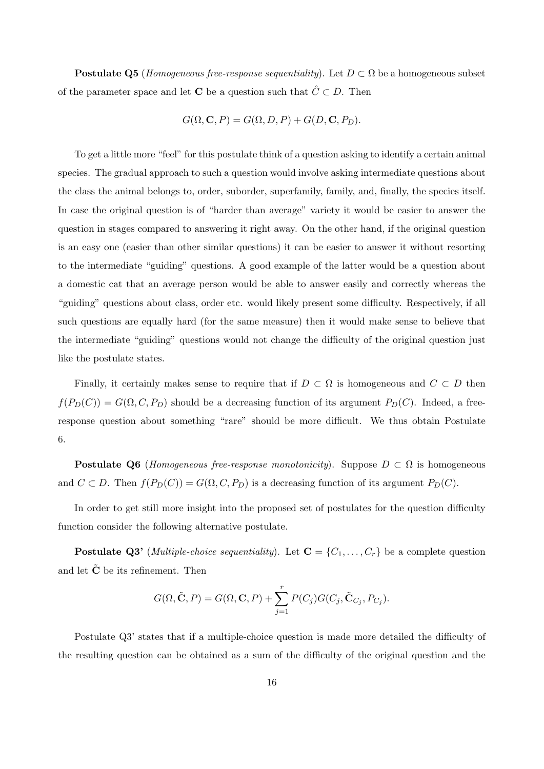**Postulate Q5** (*Homogeneous free-response sequentiality*). Let $D \subset \Omega$ be a homogeneous subset of the parameter space and let $\mathbf{C}$ be a question such that $\hat{C} \subset D$. Then

$$G(\Omega, \mathbf{C}, P) = G(\Omega, D, P) + G(D, \mathbf{C}, P_D).$$

To get a little more "feel" for this postulate think of a question asking to identify a certain animal species. The gradual approach to such a question would involve asking intermediate questions about the class the animal belongs to, order, suborder, superfamily, family, and, finally, the species itself. In case the original question is of "harder than average" variety it would be easier to answer the question in stages compared to answering it right away. On the other hand, if the original question is an easy one (easier than other similar questions) it can be easier to answer it without resorting to the intermediate "guiding" questions. A good example of the latter would be a question about a domestic cat that an average person would be able to answer easily and correctly whereas the "guiding" questions about class, order etc. would likely present some difficulty. Respectively, if all such questions are equally hard (for the same measure) then it would make sense to believe that the intermediate "guiding" questions would not change the difficulty of the original question just like the postulate states.

Finally, it certainly makes sense to require that if $D \subset \Omega$ is homogeneous and $C \subset D$ then $f(P_D(C)) = G(\Omega, C, P_D)$ should be a decreasing function of its argument $P_D(C)$. Indeed, a free-response question about something "rare" should be more difficult. We thus obtain Postulate 6.

**Postulate Q6** (*Homogeneous free-response monotonicity*). Suppose $D \subset \Omega$ is homogeneous and $C \subset D$. Then $f(P_D(C)) = G(\Omega, C, P_D)$ is a decreasing function of its argument $P_D(C)$.

In order to get still more insight into the proposed set of postulates for the question difficulty function consider the following alternative postulate.

**Postulate Q3'** (*Multiple-choice sequentiality*). Let $\mathbf{C} = \{C_1, \ldots, C_r\}$ be a complete question and let $\tilde{\mathbf{C}}$ be its refinement. Then

$$G(\Omega, \tilde{\mathbf{C}}, P) = G(\Omega, \mathbf{C}, P) + \sum_{j=1}^{r} P(C_j) G(C_j, \tilde{\mathbf{C}}_{C_j}, P_{C_j}).$$

Postulate Q3' states that if a multiple-choice question is made more detailed the difficulty of the resulting question can be obtained as a sum of the difficulty of the original question and the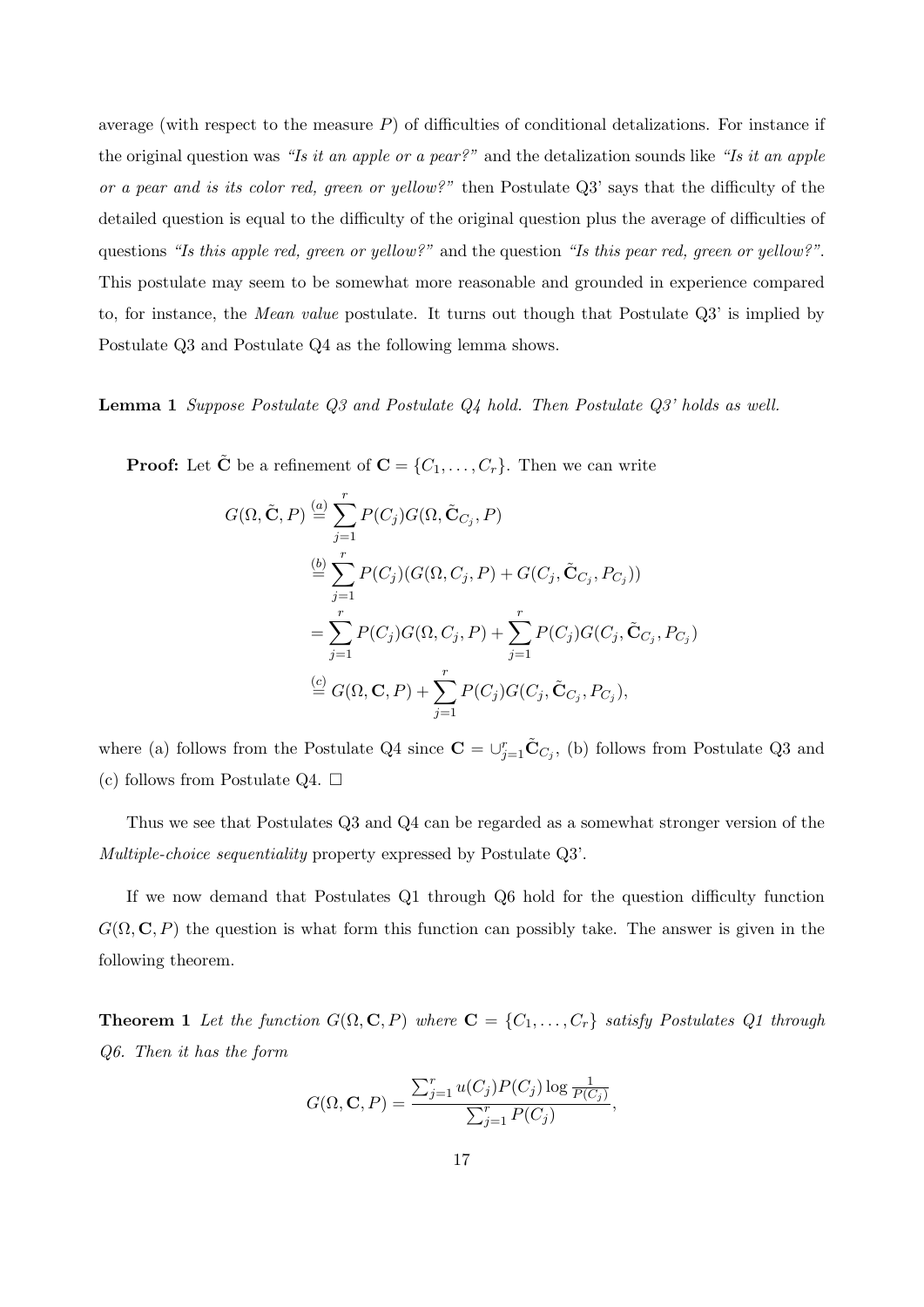average (with respect to the measure $P$) of difficulties of conditional detalizations. For instance if the original question was *"Is it an apple or a pear?"* and the detalization sounds like *"Is it an apple or a pear and is its color red, green or yellow?"* then Postulate Q3' says that the difficulty of the detailed question is equal to the difficulty of the original question plus the average of difficulties of questions *"Is this apple red, green or yellow?"* and the question *"Is this pear red, green or yellow?"*. This postulate may seem to be somewhat more reasonable and grounded in experience compared to, for instance, the *Mean value* postulate. It turns out though that Postulate Q3' is implied by Postulate Q3 and Postulate Q4 as the following lemma shows.

**Lemma 1** *Suppose Postulate Q3 and Postulate Q4 hold. Then Postulate Q3' holds as well.*

**Proof:** Let $\tilde{\mathbf{C}}$ be a refinement of $\mathbf{C} = \{C_1, \ldots, C_r\}$. Then we can write

$$
\begin{aligned}
G(\Omega, \tilde{\mathbf{C}}, P) &\overset{(a)}{=} \sum_{j=1}^{r} P(C_j) G(\Omega, \tilde{\mathbf{C}}_{C_j}, P) \\
&\overset{(b)}{=} \sum_{j=1}^{r} P(C_j)(G(\Omega, C_j, P) + G(C_j, \tilde{\mathbf{C}}_{C_j}, P_{C_j})) \\
&= \sum_{j=1}^{r} P(C_j) G(\Omega, C_j, P) + \sum_{j=1}^{r} P(C_j) G(C_j, \tilde{\mathbf{C}}_{C_j}, P_{C_j}) \\
&\overset{(c)}{=} G(\Omega, \mathbf{C}, P) + \sum_{j=1}^{r} P(C_j) G(C_j, \tilde{\mathbf{C}}_{C_j}, P_{C_j}),
\end{aligned}
$$

where (a) follows from the Postulate Q4 since $\mathbf{C} = \cup_{j=1}^{r} \tilde{\mathbf{C}}_{C_j}$, (b) follows from Postulate Q3 and (c) follows from Postulate Q4. $\square$

Thus we see that Postulates Q3 and Q4 can be regarded as a somewhat stronger version of the *Multiple-choice sequentiality* property expressed by Postulate Q3'.

If we now demand that Postulates Q1 through Q6 hold for the question difficulty function $G(\Omega, \mathbf{C}, P)$ the question is what form this function can possibly take. The answer is given in the following theorem.

**Theorem 1** *Let the function $G(\Omega, \mathbf{C}, P)$ where $\mathbf{C} = \{C_1, \ldots, C_r\}$ satisfy Postulates Q1 through Q6. Then it has the form*

$$
G(\Omega, \mathbf{C}, P) = \frac{\sum_{j=1}^{r} u(C_j) P(C_j) \log \frac{1}{P(C_j)}}{\sum_{j=1}^{r} P(C_j)},
$$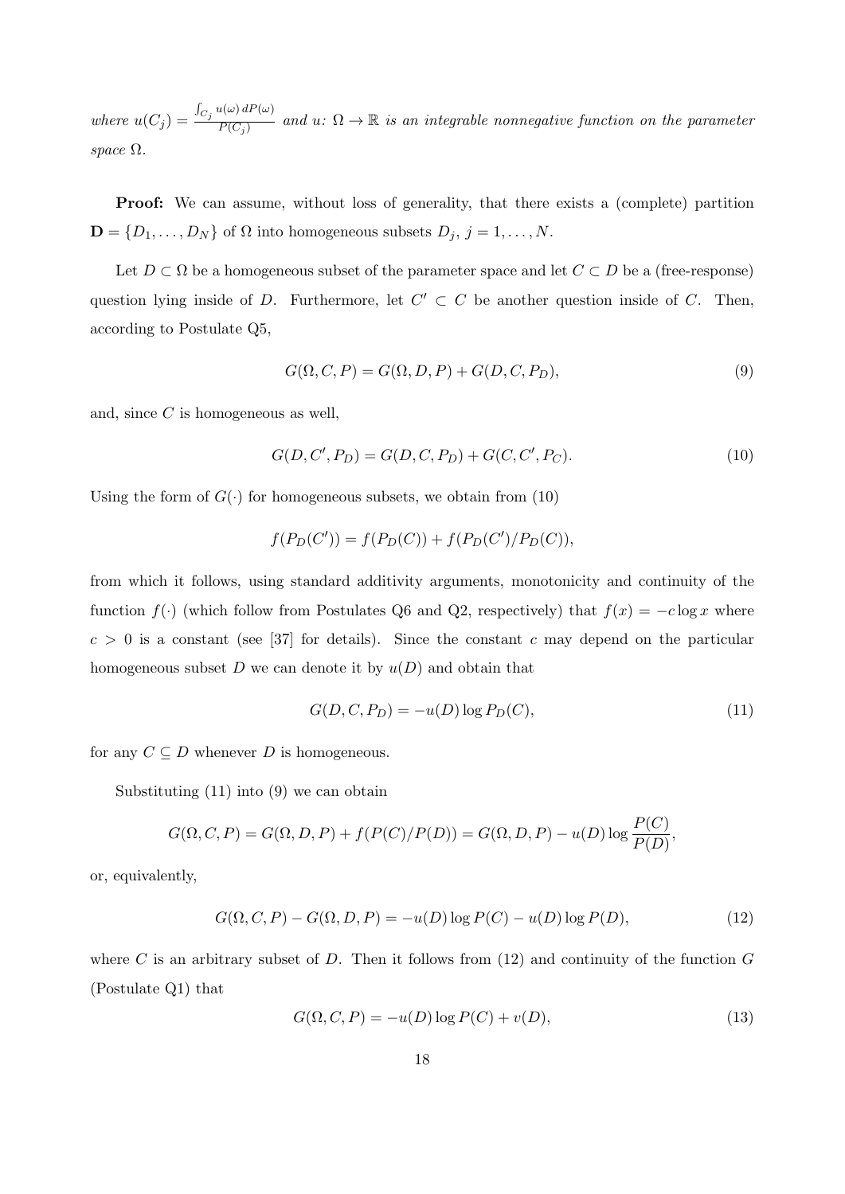*where* $u(C_j) = \frac{\int_{C_j} u(\omega)\, dP(\omega)}{P(C_j)}$ *and* $u\colon \Omega \to \mathbb{R}$ *is an integrable nonnegative function on the parameter space* $\Omega$.

**Proof:** We can assume, without loss of generality, that there exists a (complete) partition $\mathbf{D} = \{D_1, \ldots, D_N\}$ of $\Omega$ into homogeneous subsets $D_j$, $j = 1, \ldots, N$.

Let $D \subset \Omega$ be a homogeneous subset of the parameter space and let $C \subset D$ be a (free-response) question lying inside of $D$. Furthermore, let $C' \subset C$ be another question inside of $C$. Then, according to Postulate Q5,

$$G(\Omega, C, P) = G(\Omega, D, P) + G(D, C, P_D), \tag{9}$$

and, since $C$ is homogeneous as well,

$$G(D, C', P_D) = G(D, C, P_D) + G(C, C', P_C). \tag{10}$$

Using the form of $G(\cdot)$ for homogeneous subsets, we obtain from (10)

$$f(P_D(C')) = f(P_D(C)) + f(P_D(C')/P_D(C)),$$

from which it follows, using standard additivity arguments, monotonicity and continuity of the function $f(\cdot)$ (which follow from Postulates Q6 and Q2, respectively) that $f(x) = -c \log x$ where $c > 0$ is a constant (see [37] for details). Since the constant $c$ may depend on the particular homogeneous subset $D$ we can denote it by $u(D)$ and obtain that

$$G(D, C, P_D) = -u(D) \log P_D(C), \tag{11}$$

for any $C \subseteq D$ whenever $D$ is homogeneous.

Substituting (11) into (9) we can obtain

$$G(\Omega, C, P) = G(\Omega, D, P) + f(P(C)/P(D)) = G(\Omega, D, P) - u(D) \log \frac{P(C)}{P(D)},$$

or, equivalently,

$$G(\Omega, C, P) - G(\Omega, D, P) = -u(D) \log P(C) - u(D) \log P(D), \tag{12}$$

where $C$ is an arbitrary subset of $D$. Then it follows from (12) and continuity of the function $G$ (Postulate Q1) that

$$G(\Omega, C, P) = -u(D) \log P(C) + v(D), \tag{13}$$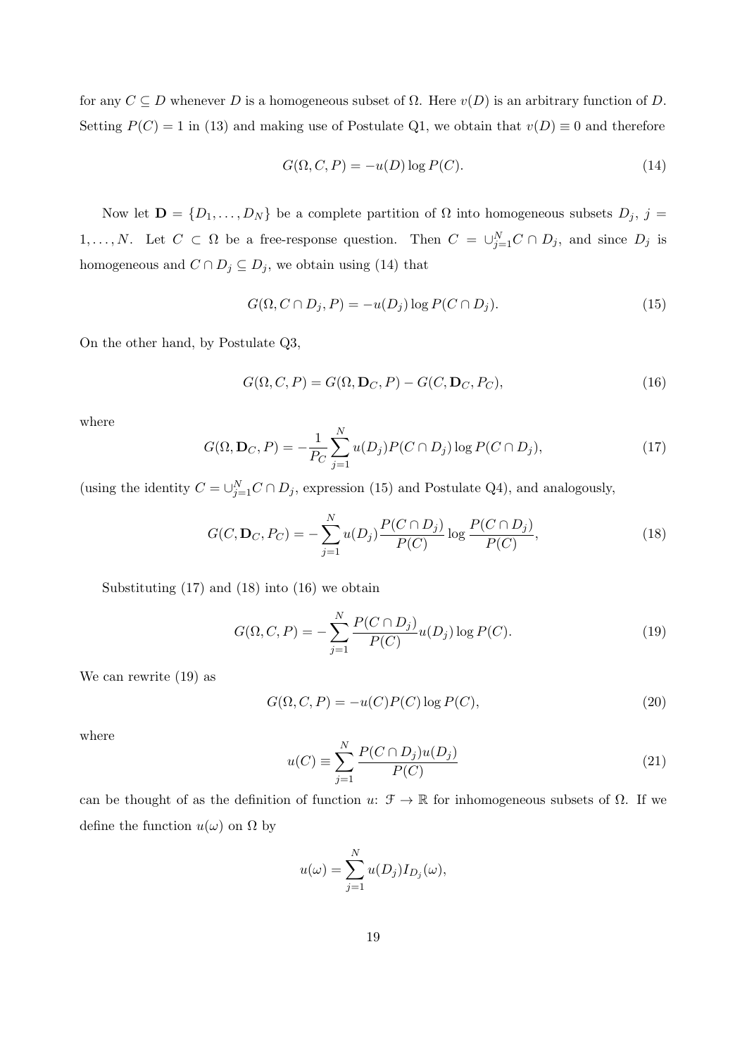for any $C \subseteq D$ whenever $D$ is a homogeneous subset of $\Omega$. Here $v(D)$ is an arbitrary function of $D$. Setting $P(C) = 1$ in (13) and making use of Postulate Q1, we obtain that $v(D) \equiv 0$ and therefore

$$G(\Omega, C, P) = -u(D) \log P(C). \tag{14}$$

Now let $\mathbf{D} = \{D_1, \ldots, D_N\}$ be a complete partition of $\Omega$ into homogeneous subsets $D_j$, $j = 1, \ldots, N$. Let $C \subset \Omega$ be a free-response question. Then $C = \cup_{j=1}^{N} C \cap D_j$, and since $D_j$ is homogeneous and $C \cap D_j \subseteq D_j$, we obtain using (14) that

$$G(\Omega, C \cap D_j, P) = -u(D_j) \log P(C \cap D_j). \tag{15}$$

On the other hand, by Postulate Q3,

$$G(\Omega, C, P) = G(\Omega, \mathbf{D}_C, P) - G(C, \mathbf{D}_C, P_C), \tag{16}$$

where

$$G(\Omega, \mathbf{D}_C, P) = -\frac{1}{P_C} \sum_{j=1}^{N} u(D_j) P(C \cap D_j) \log P(C \cap D_j), \tag{17}$$

(using the identity $C = \cup_{j=1}^{N} C \cap D_j$, expression (15) and Postulate Q4), and analogously,

$$G(C, \mathbf{D}_C, P_C) = -\sum_{j=1}^{N} u(D_j) \frac{P(C \cap D_j)}{P(C)} \log \frac{P(C \cap D_j)}{P(C)}, \tag{18}$$

Substituting (17) and (18) into (16) we obtain

$$G(\Omega, C, P) = -\sum_{j=1}^{N} \frac{P(C \cap D_j)}{P(C)} u(D_j) \log P(C). \tag{19}$$

We can rewrite (19) as

$$G(\Omega, C, P) = -u(C) P(C) \log P(C), \tag{20}$$

where

$$u(C) \equiv \sum_{j=1}^{N} \frac{P(C \cap D_j) u(D_j)}{P(C)} \tag{21}$$

can be thought of as the definition of function $u$: $\mathcal{F} \to \mathbb{R}$ for inhomogeneous subsets of $\Omega$. If we define the function $u(\omega)$ on $\Omega$ by

$$u(\omega) = \sum_{j=1}^{N} u(D_j) I_{D_j}(\omega),$$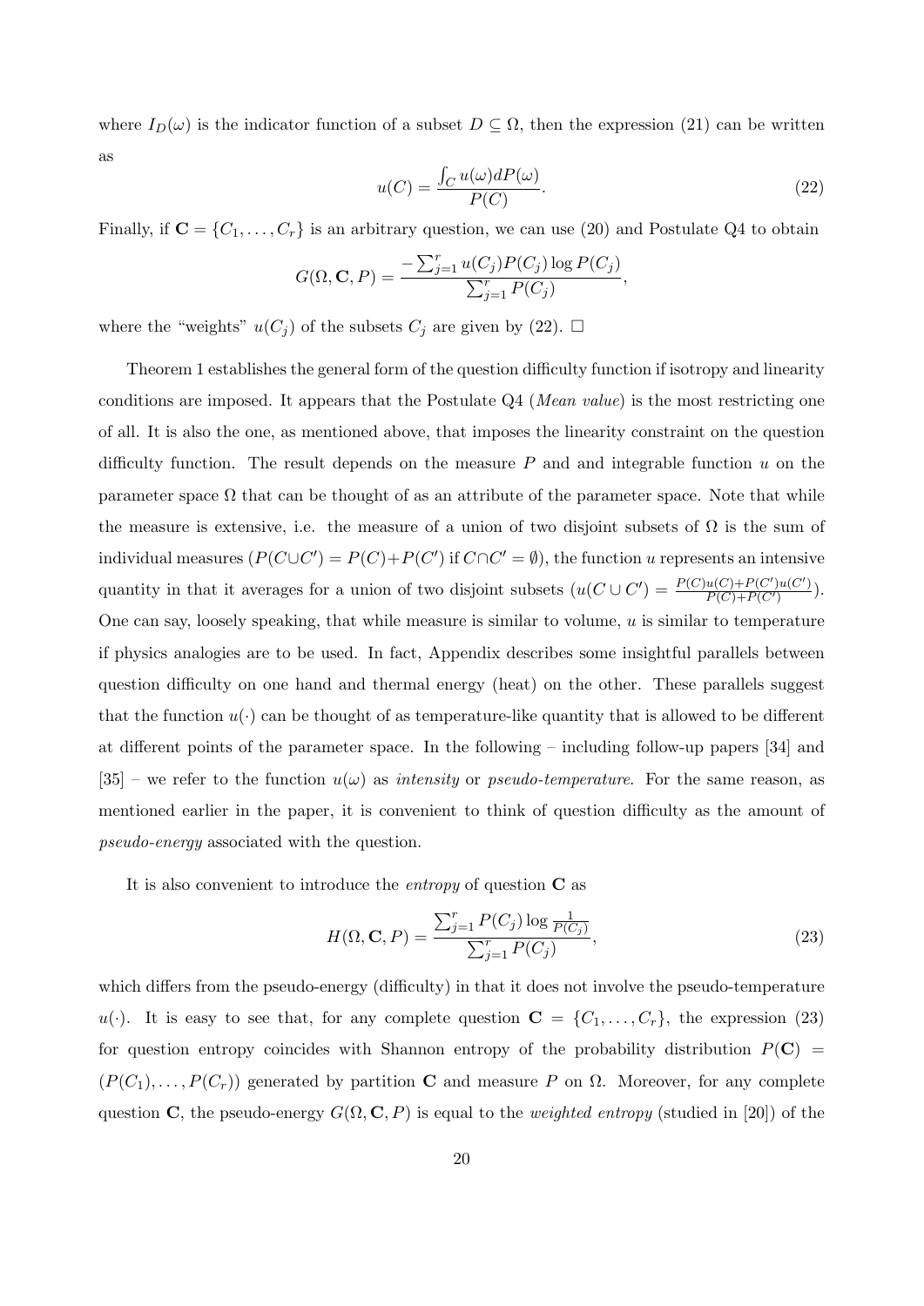where $I_D(\omega)$ is the indicator function of a subset $D \subseteq \Omega$, then the expression (21) can be written as

$$u(C) = \frac{\int_C u(\omega) dP(\omega)}{P(C)}. \tag{22}$$

Finally, if $\mathbf{C} = \{C_1, \ldots, C_r\}$ is an arbitrary question, we can use (20) and Postulate Q4 to obtain

$$G(\Omega, \mathbf{C}, P) = \frac{-\sum_{j=1}^{r} u(C_j) P(C_j) \log P(C_j)}{\sum_{j=1}^{r} P(C_j)},$$

where the "weights" $u(C_j)$ of the subsets $C_j$ are given by (22). $\square$

Theorem 1 establishes the general form of the question difficulty function if isotropy and linearity conditions are imposed. It appears that the Postulate Q4 (*Mean value*) is the most restricting one of all. It is also the one, as mentioned above, that imposes the linearity constraint on the question difficulty function. The result depends on the measure $P$ and and integrable function $u$ on the parameter space $\Omega$ that can be thought of as an attribute of the parameter space. Note that while the measure is extensive, i.e. the measure of a union of two disjoint subsets of $\Omega$ is the sum of individual measures ($P(C \cup C') = P(C) + P(C')$ if $C \cap C' = \emptyset$), the function $u$ represents an intensive quantity in that it averages for a union of two disjoint subsets ($u(C \cup C') = \frac{P(C)u(C) + P(C')u(C')}{P(C) + P(C')}$). One can say, loosely speaking, that while measure is similar to volume, $u$ is similar to temperature if physics analogies are to be used. In fact, Appendix describes some insightful parallels between question difficulty on one hand and thermal energy (heat) on the other. These parallels suggest that the function $u(\cdot)$ can be thought of as temperature-like quantity that is allowed to be different at different points of the parameter space. In the following – including follow-up papers [34] and [35] – we refer to the function $u(\omega)$ as *intensity* or *pseudo-temperature*. For the same reason, as mentioned earlier in the paper, it is convenient to think of question difficulty as the amount of *pseudo-energy* associated with the question.

It is also convenient to introduce the *entropy* of question $\mathbf{C}$ as

$$H(\Omega, \mathbf{C}, P) = \frac{\sum_{j=1}^{r} P(C_j) \log \frac{1}{P(C_j)}}{\sum_{j=1}^{r} P(C_j)}, \tag{23}$$

which differs from the pseudo-energy (difficulty) in that it does not involve the pseudo-temperature $u(\cdot)$. It is easy to see that, for any complete question $\mathbf{C} = \{C_1, \ldots, C_r\}$, the expression (23) for question entropy coincides with Shannon entropy of the probability distribution $P(\mathbf{C}) = (P(C_1), \ldots, P(C_r))$ generated by partition $\mathbf{C}$ and measure $P$ on $\Omega$. Moreover, for any complete question $\mathbf{C}$, the pseudo-energy $G(\Omega, \mathbf{C}, P)$ is equal to the *weighted entropy* (studied in [20]) of the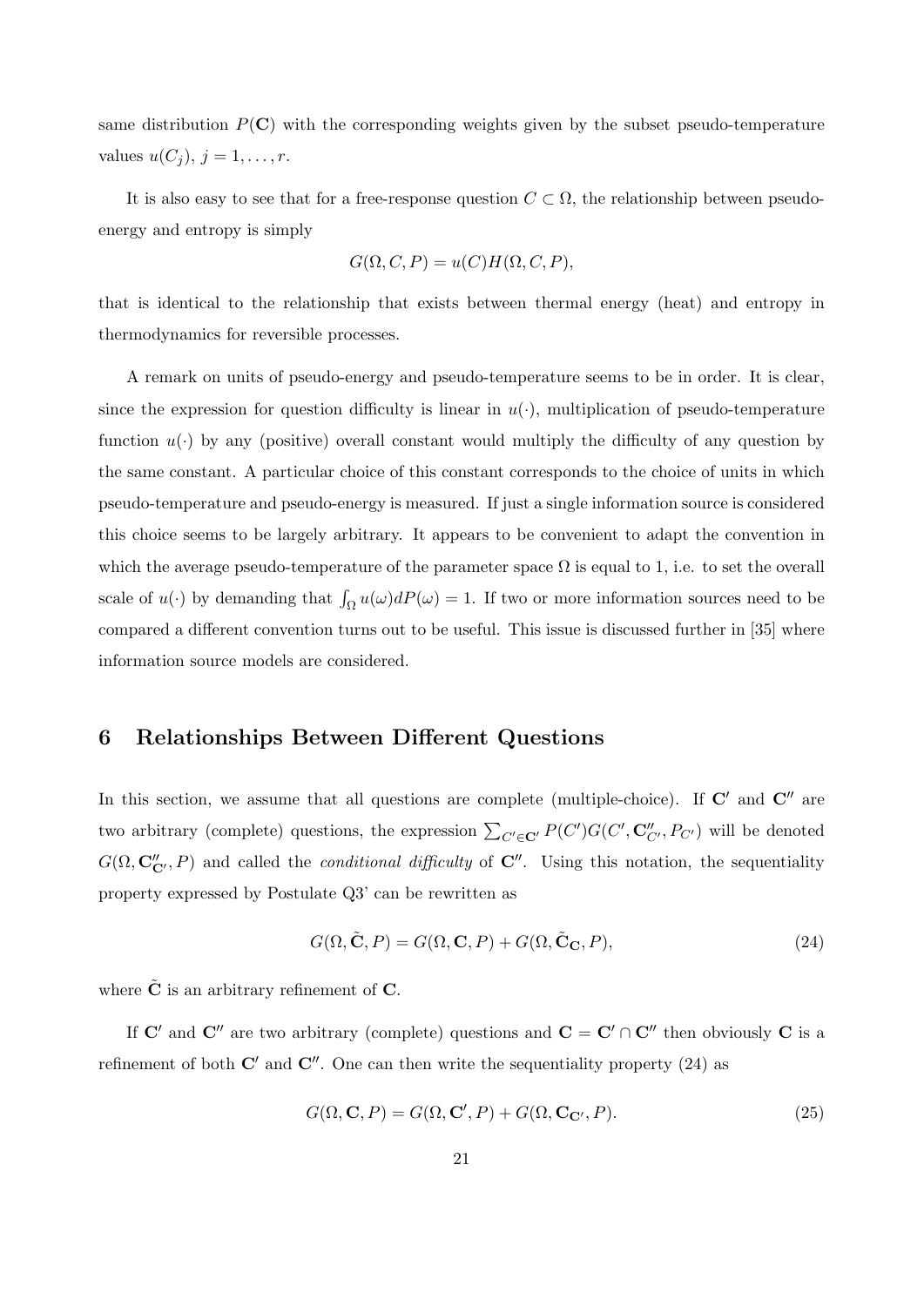same distribution $P(\mathbf{C})$ with the corresponding weights given by the subset pseudo-temperature values $u(C_j)$, $j = 1, \ldots, r$.

It is also easy to see that for a free-response question $C \subset \Omega$, the relationship between pseudo-energy and entropy is simply

$$G(\Omega, C, P) = u(C)H(\Omega, C, P),$$

that is identical to the relationship that exists between thermal energy (heat) and entropy in thermodynamics for reversible processes.

A remark on units of pseudo-energy and pseudo-temperature seems to be in order. It is clear, since the expression for question difficulty is linear in $u(\cdot)$, multiplication of pseudo-temperature function $u(\cdot)$ by any (positive) overall constant would multiply the difficulty of any question by the same constant. A particular choice of this constant corresponds to the choice of units in which pseudo-temperature and pseudo-energy is measured. If just a single information source is considered this choice seems to be largely arbitrary. It appears to be convenient to adapt the convention in which the average pseudo-temperature of the parameter space $\Omega$ is equal to 1, i.e. to set the overall scale of $u(\cdot)$ by demanding that $\int_\Omega u(\omega)dP(\omega) = 1$. If two or more information sources need to be compared a different convention turns out to be useful. This issue is discussed further in [35] where information source models are considered.

## 6 Relationships Between Different Questions

In this section, we assume that all questions are complete (multiple-choice). If $\mathbf{C}'$ and $\mathbf{C}''$ are two arbitrary (complete) questions, the expression $\sum_{C' \in \mathbf{C}'} P(C')G(C', \mathbf{C}''_{C'}, P_{C'})$ will be denoted $G(\Omega, \mathbf{C}''_{\mathbf{C}'}, P)$ and called the *conditional difficulty* of $\mathbf{C}''$. Using this notation, the sequentiality property expressed by Postulate Q3' can be rewritten as

$$G(\Omega, \tilde{\mathbf{C}}, P) = G(\Omega, \mathbf{C}, P) + G(\Omega, \tilde{\mathbf{C}}_{\mathbf{C}}, P), \tag{24}$$

where $\tilde{\mathbf{C}}$ is an arbitrary refinement of $\mathbf{C}$.

If $\mathbf{C}'$ and $\mathbf{C}''$ are two arbitrary (complete) questions and $\mathbf{C} = \mathbf{C}' \cap \mathbf{C}''$ then obviously $\mathbf{C}$ is a refinement of both $\mathbf{C}'$ and $\mathbf{C}''$. One can then write the sequentiality property (24) as

$$G(\Omega, \mathbf{C}, P) = G(\Omega, \mathbf{C}', P) + G(\Omega, \mathbf{C}_{\mathbf{C}'}, P). \tag{25}$$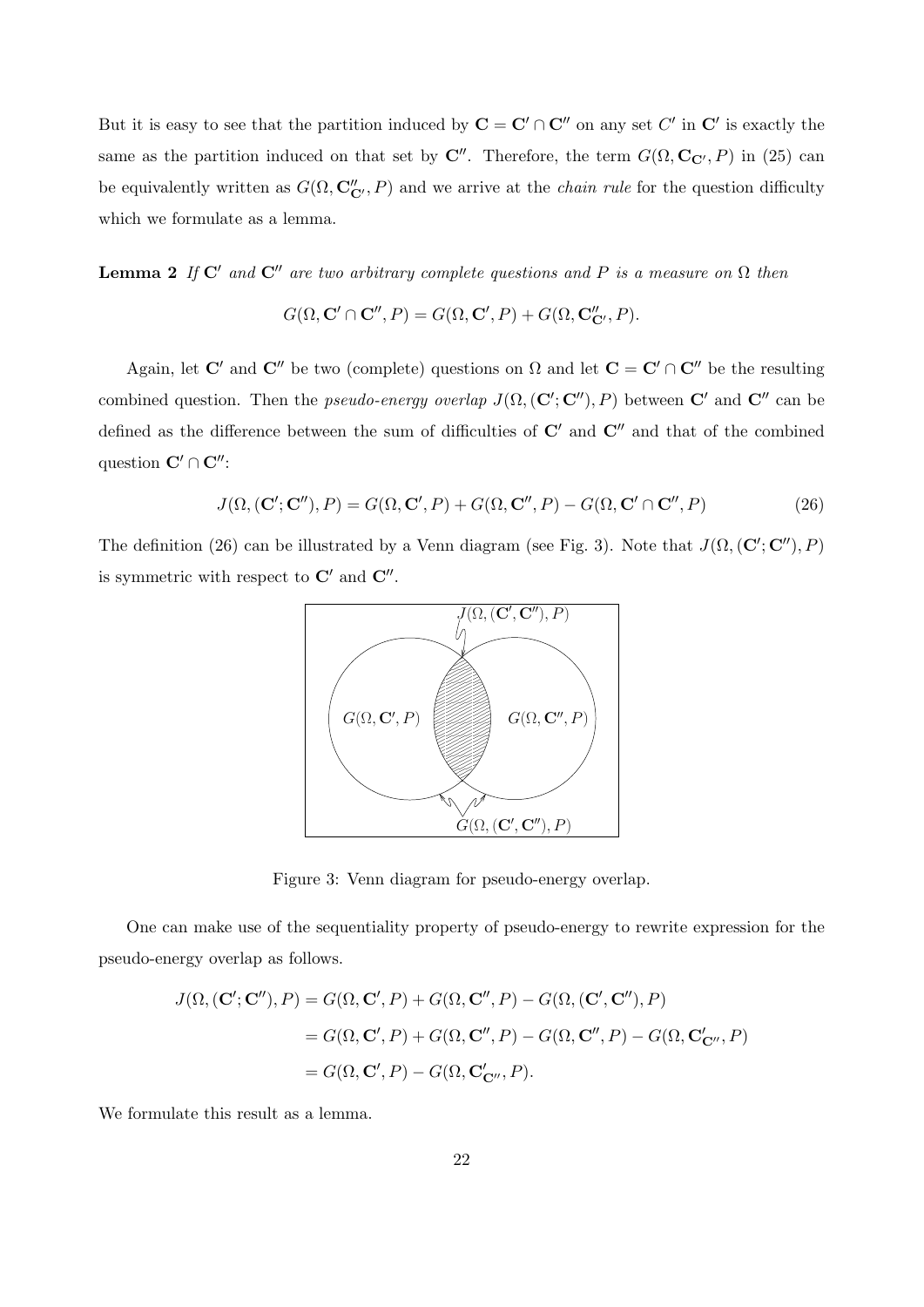But it is easy to see that the partition induced by $\mathbf{C} = \mathbf{C}' \cap \mathbf{C}''$ on any set $C'$ in $\mathbf{C}'$ is exactly the same as the partition induced on that set by $\mathbf{C}''$. Therefore, the term $G(\Omega, \mathbf{C}_{\mathbf{C}'}, P)$ in (25) can be equivalently written as $G(\Omega, \mathbf{C}''_{\mathbf{C}'}, P)$ and we arrive at the *chain rule* for the question difficulty which we formulate as a lemma.

**Lemma 2** *If $\mathbf{C}'$ and $\mathbf{C}''$ are two arbitrary complete questions and $P$ is a measure on $\Omega$ then*

$$G(\Omega, \mathbf{C}' \cap \mathbf{C}'', P) = G(\Omega, \mathbf{C}', P) + G(\Omega, \mathbf{C}''_{\mathbf{C}'}, P).$$

Again, let $\mathbf{C}'$ and $\mathbf{C}''$ be two (complete) questions on $\Omega$ and let $\mathbf{C} = \mathbf{C}' \cap \mathbf{C}''$ be the resulting combined question. Then the *pseudo-energy overlap* $J(\Omega, (\mathbf{C}'; \mathbf{C}''), P)$ between $\mathbf{C}'$ and $\mathbf{C}''$ can be defined as the difference between the sum of difficulties of $\mathbf{C}'$ and $\mathbf{C}''$ and that of the combined question $\mathbf{C}' \cap \mathbf{C}''$:

$$J(\Omega, (\mathbf{C}'; \mathbf{C}''), P) = G(\Omega, \mathbf{C}', P) + G(\Omega, \mathbf{C}'', P) - G(\Omega, \mathbf{C}' \cap \mathbf{C}'', P) \tag{26}$$

The definition (26) can be illustrated by a Venn diagram (see Fig. 3). Note that $J(\Omega, (\mathbf{C}'; \mathbf{C}''), P)$ is symmetric with respect to $\mathbf{C}'$ and $\mathbf{C}''$.

$J(\Omega, (\mathbf{C}', \mathbf{C}''), P)$

$G(\Omega, \mathbf{C}', P)$ $\quad$ $G(\Omega, \mathbf{C}'', P)$

$G(\Omega, (\mathbf{C}', \mathbf{C}''), P)$

Figure 3: Venn diagram for pseudo-energy overlap.

One can make use of the sequentiality property of pseudo-energy to rewrite expression for the pseudo-energy overlap as follows.

$$\begin{aligned}
J(\Omega, (\mathbf{C}'; \mathbf{C}''), P) &= G(\Omega, \mathbf{C}', P) + G(\Omega, \mathbf{C}'', P) - G(\Omega, (\mathbf{C}', \mathbf{C}''), P) \\
&= G(\Omega, \mathbf{C}', P) + G(\Omega, \mathbf{C}'', P) - G(\Omega, \mathbf{C}'', P) - G(\Omega, \mathbf{C}'_{\mathbf{C}''}, P) \\
&= G(\Omega, \mathbf{C}', P) - G(\Omega, \mathbf{C}'_{\mathbf{C}''}, P).
\end{aligned}$$

We formulate this result as a lemma.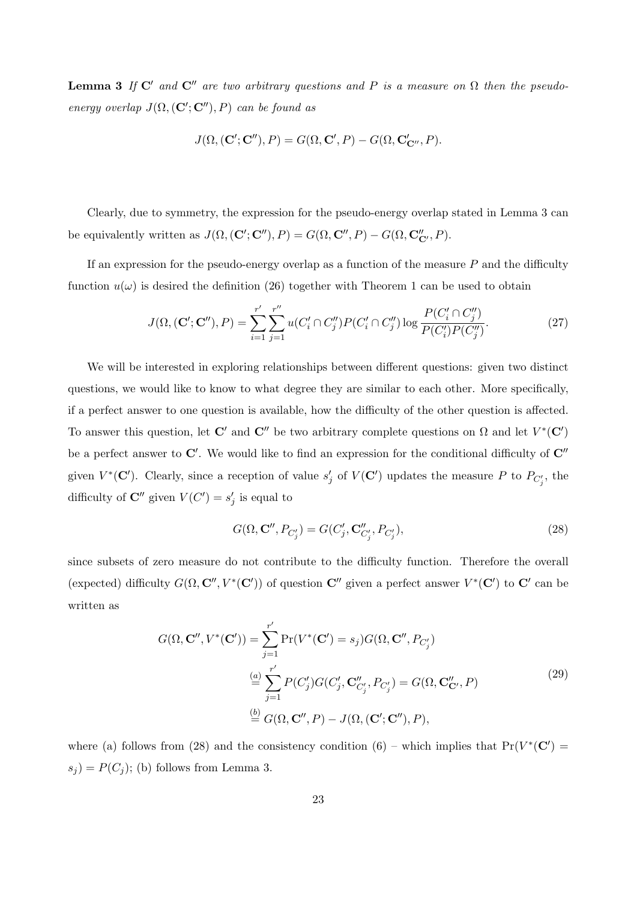**Lemma 3** *If $\mathbf{C}'$ and $\mathbf{C}''$ are two arbitrary questions and $P$ is a measure on $\Omega$ then the pseudo-energy overlap $J(\Omega, (\mathbf{C}'; \mathbf{C}''), P)$ can be found as*

$$J(\Omega, (\mathbf{C}'; \mathbf{C}''), P) = G(\Omega, \mathbf{C}', P) - G(\Omega, \mathbf{C}'_{\mathbf{C}''}, P).$$

Clearly, due to symmetry, the expression for the pseudo-energy overlap stated in Lemma 3 can be equivalently written as $J(\Omega, (\mathbf{C}'; \mathbf{C}''), P) = G(\Omega, \mathbf{C}'', P) - G(\Omega, \mathbf{C}''_{\mathbf{C}'}, P)$.

If an expression for the pseudo-energy overlap as a function of the measure $P$ and the difficulty function $u(\omega)$ is desired the definition (26) together with Theorem 1 can be used to obtain

$$J(\Omega, (\mathbf{C}'; \mathbf{C}''), P) = \sum_{i=1}^{r'} \sum_{j=1}^{r''} u(C'_i \cap C''_j) P(C'_i \cap C''_j) \log \frac{P(C'_i \cap C''_j)}{P(C'_i) P(C''_j)}. \tag{27}$$

We will be interested in exploring relationships between different questions: given two distinct questions, we would like to know to what degree they are similar to each other. More specifically, if a perfect answer to one question is available, how the difficulty of the other question is affected. To answer this question, let $\mathbf{C}'$ and $\mathbf{C}''$ be two arbitrary complete questions on $\Omega$ and let $V^*(\mathbf{C}')$ be a perfect answer to $\mathbf{C}'$. We would like to find an expression for the conditional difficulty of $\mathbf{C}''$ given $V^*(\mathbf{C}')$. Clearly, since a reception of value $s'_j$ of $V(\mathbf{C}')$ updates the measure $P$ to $P_{C'_j}$, the difficulty of $\mathbf{C}''$ given $V(C') = s'_j$ is equal to

$$G(\Omega, \mathbf{C}'', P_{C'_j}) = G(C'_j, \mathbf{C}''_{C'_j}, P_{C'_j}), \tag{28}$$

since subsets of zero measure do not contribute to the difficulty function. Therefore the overall (expected) difficulty $G(\Omega, \mathbf{C}'', V^*(\mathbf{C}'))$ of question $\mathbf{C}''$ given a perfect answer $V^*(\mathbf{C}')$ to $\mathbf{C}'$ can be written as

$$\begin{aligned}
G(\Omega, \mathbf{C}'', V^*(\mathbf{C}')) &= \sum_{j=1}^{r'} \Pr(V^*(\mathbf{C}') = s_j) G(\Omega, \mathbf{C}'', P_{C'_j}) \\
&\overset{(a)}{=} \sum_{j=1}^{r'} P(C'_j) G(C'_j, \mathbf{C}''_{C'_j}, P_{C'_j}) = G(\Omega, \mathbf{C}''_{\mathbf{C}'}, P) \\
&\overset{(b)}{=} G(\Omega, \mathbf{C}'', P) - J(\Omega, (\mathbf{C}'; \mathbf{C}''), P),
\end{aligned} \tag{29}$$

where (a) follows from (28) and the consistency condition (6) – which implies that $\Pr(V^*(\mathbf{C}') = s_j) = P(C_j)$; (b) follows from Lemma 3.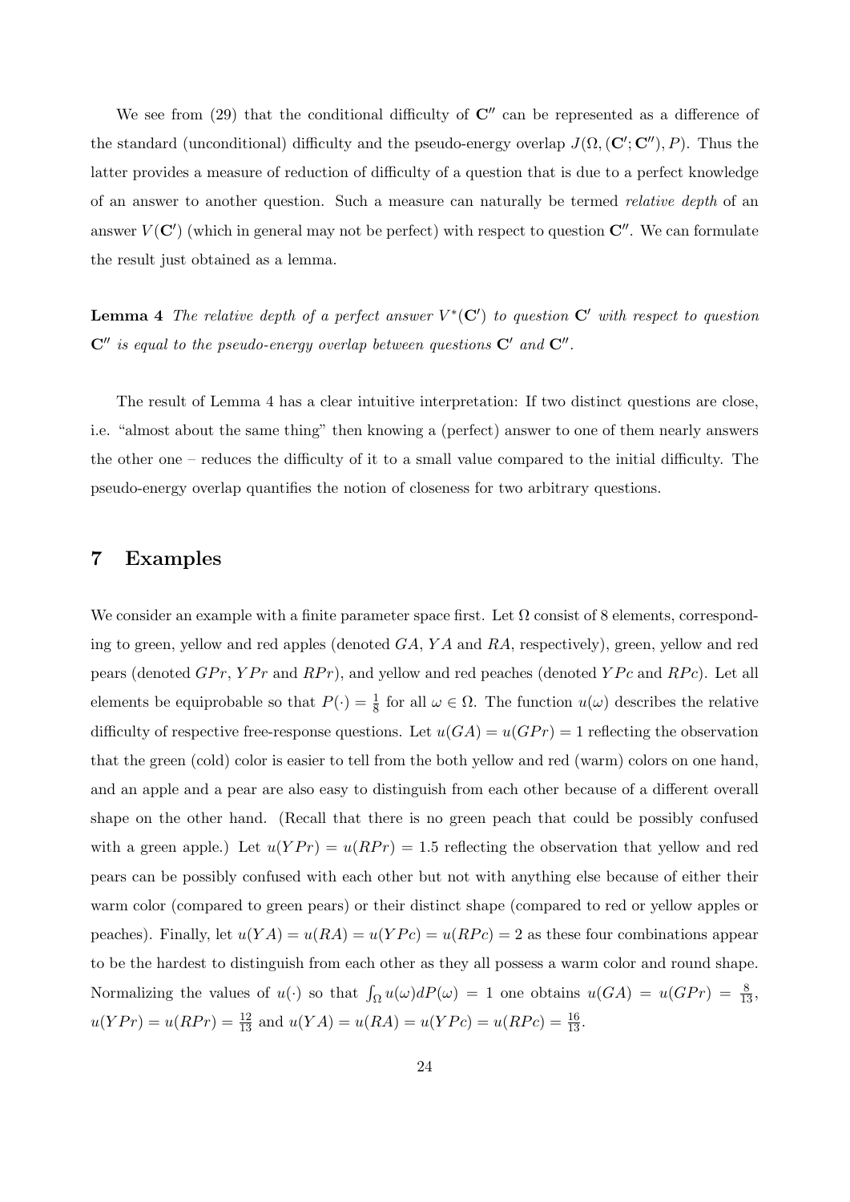We see from (29) that the conditional difficulty of $\mathbf{C}''$ can be represented as a difference of the standard (unconditional) difficulty and the pseudo-energy overlap $J(\Omega, (\mathbf{C}'; \mathbf{C}''), P)$. Thus the latter provides a measure of reduction of difficulty of a question that is due to a perfect knowledge of an answer to another question. Such a measure can naturally be termed *relative depth* of an answer $V(\mathbf{C}')$ (which in general may not be perfect) with respect to question $\mathbf{C}''$. We can formulate the result just obtained as a lemma.

**Lemma 4** *The relative depth of a perfect answer $V^*(\mathbf{C}')$ to question $\mathbf{C}'$ with respect to question $\mathbf{C}''$ is equal to the pseudo-energy overlap between questions $\mathbf{C}'$ and $\mathbf{C}''$.*

The result of Lemma 4 has a clear intuitive interpretation: If two distinct questions are close, i.e. "almost about the same thing" then knowing a (perfect) answer to one of them nearly answers the other one – reduces the difficulty of it to a small value compared to the initial difficulty. The pseudo-energy overlap quantifies the notion of closeness for two arbitrary questions.

# 7 Examples

We consider an example with a finite parameter space first. Let $\Omega$ consist of 8 elements, corresponding to green, yellow and red apples (denoted $GA$, $YA$ and $RA$, respectively), green, yellow and red pears (denoted $GPr$, $YPr$ and $RPr$), and yellow and red peaches (denoted $YPc$ and $RPc$). Let all elements be equiprobable so that $P(\cdot) = \frac{1}{8}$ for all $\omega \in \Omega$. The function $u(\omega)$ describes the relative difficulty of respective free-response questions. Let $u(GA) = u(GPr) = 1$ reflecting the observation that the green (cold) color is easier to tell from the both yellow and red (warm) colors on one hand, and an apple and a pear are also easy to distinguish from each other because of a different overall shape on the other hand. (Recall that there is no green peach that could be possibly confused with a green apple.) Let $u(YPr) = u(RPr) = 1.5$ reflecting the observation that yellow and red pears can be possibly confused with each other but not with anything else because of either their warm color (compared to green pears) or their distinct shape (compared to red or yellow apples or peaches). Finally, let $u(YA) = u(RA) = u(YPc) = u(RPc) = 2$ as these four combinations appear to be the hardest to distinguish from each other as they all possess a warm color and round shape. Normalizing the values of $u(\cdot)$ so that $\int_\Omega u(\omega)dP(\omega) = 1$ one obtains $u(GA) = u(GPr) = \frac{8}{13}$, $u(YPr) = u(RPr) = \frac{12}{13}$ and $u(YA) = u(RA) = u(YPc) = u(RPc) = \frac{16}{13}$.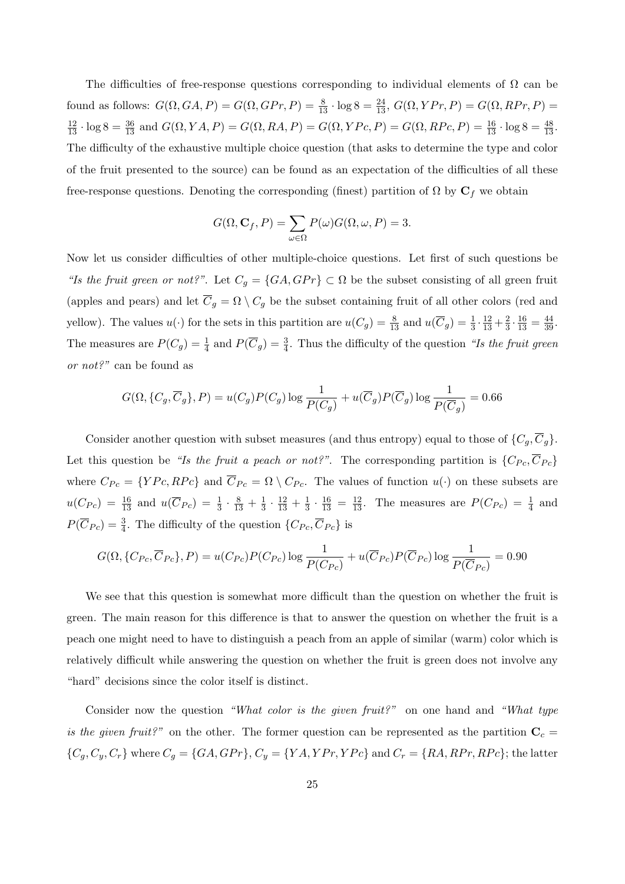The difficulties of free-response questions corresponding to individual elements of $\Omega$ can be found as follows: $G(\Omega, GA, P) = G(\Omega, GPr, P) = \frac{8}{13} \cdot \log 8 = \frac{24}{13}$, $G(\Omega, YPr, P) = G(\Omega, RPr, P) = \frac{12}{13} \cdot \log 8 = \frac{36}{13}$ and $G(\Omega, YA, P) = G(\Omega, RA, P) = G(\Omega, YPc, P) = G(\Omega, RPc, P) = \frac{16}{13} \cdot \log 8 = \frac{48}{13}$. The difficulty of the exhaustive multiple choice question (that asks to determine the type and color of the fruit presented to the source) can be found as an expectation of the difficulties of all these free-response questions. Denoting the corresponding (finest) partition of $\Omega$ by $\mathbf{C}_f$ we obtain

$$G(\Omega, \mathbf{C}_f, P) = \sum_{\omega \in \Omega} P(\omega) G(\Omega, \omega, P) = 3.$$

Now let us consider difficulties of other multiple-choice questions. Let first of such questions be *"Is the fruit green or not?"*. Let $C_g = \{GA, GPr\} \subset \Omega$ be the subset consisting of all green fruit (apples and pears) and let $\overline{C}_g = \Omega \setminus C_g$ be the subset containing fruit of all other colors (red and yellow). The values $u(\cdot)$ for the sets in this partition are $u(C_g) = \frac{8}{13}$ and $u(\overline{C}_g) = \frac{1}{3} \cdot \frac{12}{13} + \frac{2}{3} \cdot \frac{16}{13} = \frac{44}{39}$. The measures are $P(C_g) = \frac{1}{4}$ and $P(\overline{C}_g) = \frac{3}{4}$. Thus the difficulty of the question *"Is the fruit green or not?"* can be found as

$$G(\Omega, \{C_g, \overline{C}_g\}, P) = u(C_g) P(C_g) \log \frac{1}{P(C_g)} + u(\overline{C}_g) P(\overline{C}_g) \log \frac{1}{P(\overline{C}_g)} = 0.66$$

Consider another question with subset measures (and thus entropy) equal to those of $\{C_g, \overline{C}_g\}$. Let this question be *"Is the fruit a peach or not?"*. The corresponding partition is $\{C_{Pc}, \overline{C}_{Pc}\}$ where $C_{Pc} = \{YPc, RPc\}$ and $\overline{C}_{Pc} = \Omega \setminus C_{Pc}$. The values of function $u(\cdot)$ on these subsets are $u(C_{Pc}) = \frac{16}{13}$ and $u(\overline{C}_{Pc}) = \frac{1}{3} \cdot \frac{8}{13} + \frac{1}{3} \cdot \frac{12}{13} + \frac{1}{3} \cdot \frac{16}{13} = \frac{12}{13}$. The measures are $P(C_{Pc}) = \frac{1}{4}$ and $P(\overline{C}_{Pc}) = \frac{3}{4}$. The difficulty of the question $\{C_{Pc}, \overline{C}_{Pc}\}$ is

$$G(\Omega, \{C_{Pc}, \overline{C}_{Pc}\}, P) = u(C_{Pc}) P(C_{Pc}) \log \frac{1}{P(C_{Pc})} + u(\overline{C}_{Pc}) P(\overline{C}_{Pc}) \log \frac{1}{P(\overline{C}_{Pc})} = 0.90$$

We see that this question is somewhat more difficult than the question on whether the fruit is green. The main reason for this difference is that to answer the question on whether the fruit is a peach one might need to have to distinguish a peach from an apple of similar (warm) color which is relatively difficult while answering the question on whether the fruit is green does not involve any "hard" decisions since the color itself is distinct.

Consider now the question *"What color is the given fruit?"* on one hand and *"What type is the given fruit?"* on the other. The former question can be represented as the partition $\mathbf{C}_c = \{C_g, C_y, C_r\}$ where $C_g = \{GA, GPr\}$, $C_y = \{YA, YPr, YPc\}$ and $C_r = \{RA, RPr, RPc\}$; the latter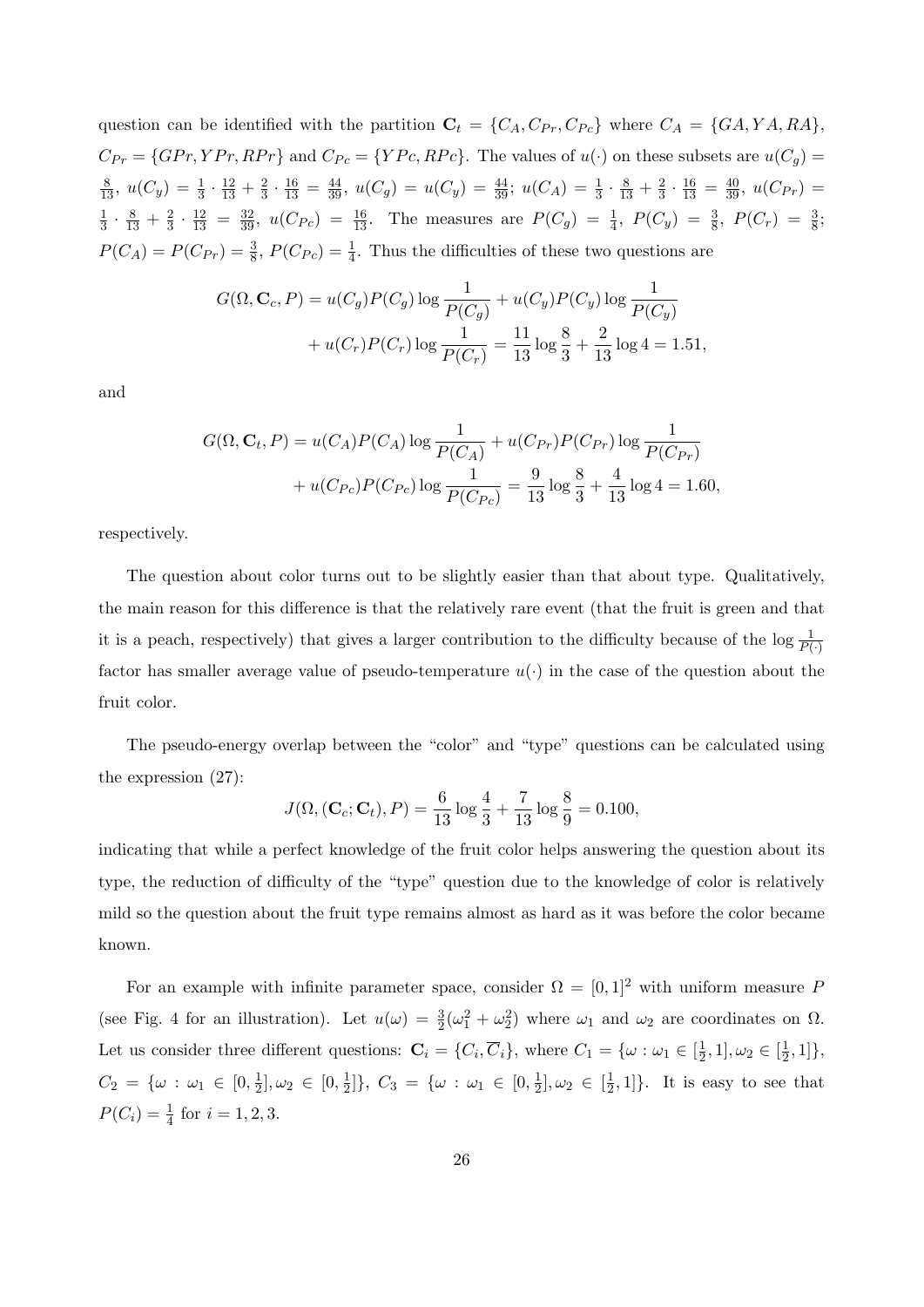question can be identified with the partition $\mathbf{C}_t = \{C_A, C_{Pr}, C_{Pc}\}$ where $C_A = \{GA, YA, RA\}$, $C_{Pr} = \{GPr, YPr, RPr\}$ and $C_{Pc} = \{YPc, RPc\}$. The values of $u(\cdot)$ on these subsets are $u(C_g) = \frac{8}{13}$, $u(C_y) = \frac{1}{3} \cdot \frac{12}{13} + \frac{2}{3} \cdot \frac{16}{13} = \frac{44}{39}$, $u(C_g) = u(C_y) = \frac{44}{39}$; $u(C_A) = \frac{1}{3} \cdot \frac{8}{13} + \frac{2}{3} \cdot \frac{16}{13} = \frac{40}{39}$, $u(C_{Pr}) = \frac{1}{3} \cdot \frac{8}{13} + \frac{2}{3} \cdot \frac{12}{13} = \frac{32}{39}$, $u(C_{Pc}) = \frac{16}{13}$. The measures are $P(C_g) = \frac{1}{4}$, $P(C_y) = \frac{3}{8}$, $P(C_r) = \frac{3}{8}$; $P(C_A) = P(C_{Pr}) = \frac{3}{8}$, $P(C_{Pc}) = \frac{1}{4}$. Thus the difficulties of these two questions are

$$
\begin{aligned}
G(\Omega, \mathbf{C}_c, P) &= u(C_g)P(C_g)\log\frac{1}{P(C_g)} + u(C_y)P(C_y)\log\frac{1}{P(C_y)} \\
&+ u(C_r)P(C_r)\log\frac{1}{P(C_r)} = \frac{11}{13}\log\frac{8}{3} + \frac{2}{13}\log 4 = 1.51,
\end{aligned}
$$

and

$$
\begin{aligned}
G(\Omega, \mathbf{C}_t, P) &= u(C_A)P(C_A)\log\frac{1}{P(C_A)} + u(C_{Pr})P(C_{Pr})\log\frac{1}{P(C_{Pr})} \\
&+ u(C_{Pc})P(C_{Pc})\log\frac{1}{P(C_{Pc})} = \frac{9}{13}\log\frac{8}{3} + \frac{4}{13}\log 4 = 1.60,
\end{aligned}
$$

respectively.

The question about color turns out to be slightly easier than that about type. Qualitatively, the main reason for this difference is that the relatively rare event (that the fruit is green and that it is a peach, respectively) that gives a larger contribution to the difficulty because of the $\log\frac{1}{P(\cdot)}$ factor has smaller average value of pseudo-temperature $u(\cdot)$ in the case of the question about the fruit color.

The pseudo-energy overlap between the "color" and "type" questions can be calculated using the expression (27):

$$
J(\Omega, (\mathbf{C}_c; \mathbf{C}_t), P) = \frac{6}{13}\log\frac{4}{3} + \frac{7}{13}\log\frac{8}{9} = 0.100,
$$

indicating that while a perfect knowledge of the fruit color helps answering the question about its type, the reduction of difficulty of the "type" question due to the knowledge of color is relatively mild so the question about the fruit type remains almost as hard as it was before the color became known.

For an example with infinite parameter space, consider $\Omega = [0,1]^2$ with uniform measure $P$ (see Fig. 4 for an illustration). Let $u(\omega) = \frac{3}{2}(\omega_1^2 + \omega_2^2)$ where $\omega_1$ and $\omega_2$ are coordinates on $\Omega$. Let us consider three different questions: $\mathbf{C}_i = \{C_i, \overline{C}_i\}$, where $C_1 = \{\omega : \omega_1 \in [\frac{1}{2}, 1], \omega_2 \in [\frac{1}{2}, 1]\}$, $C_2 = \{\omega : \omega_1 \in [0, \frac{1}{2}], \omega_2 \in [0, \frac{1}{2}]\}$, $C_3 = \{\omega : \omega_1 \in [0, \frac{1}{2}], \omega_2 \in [\frac{1}{2}, 1]\}$. It is easy to see that $P(C_i) = \frac{1}{4}$ for $i = 1, 2, 3$.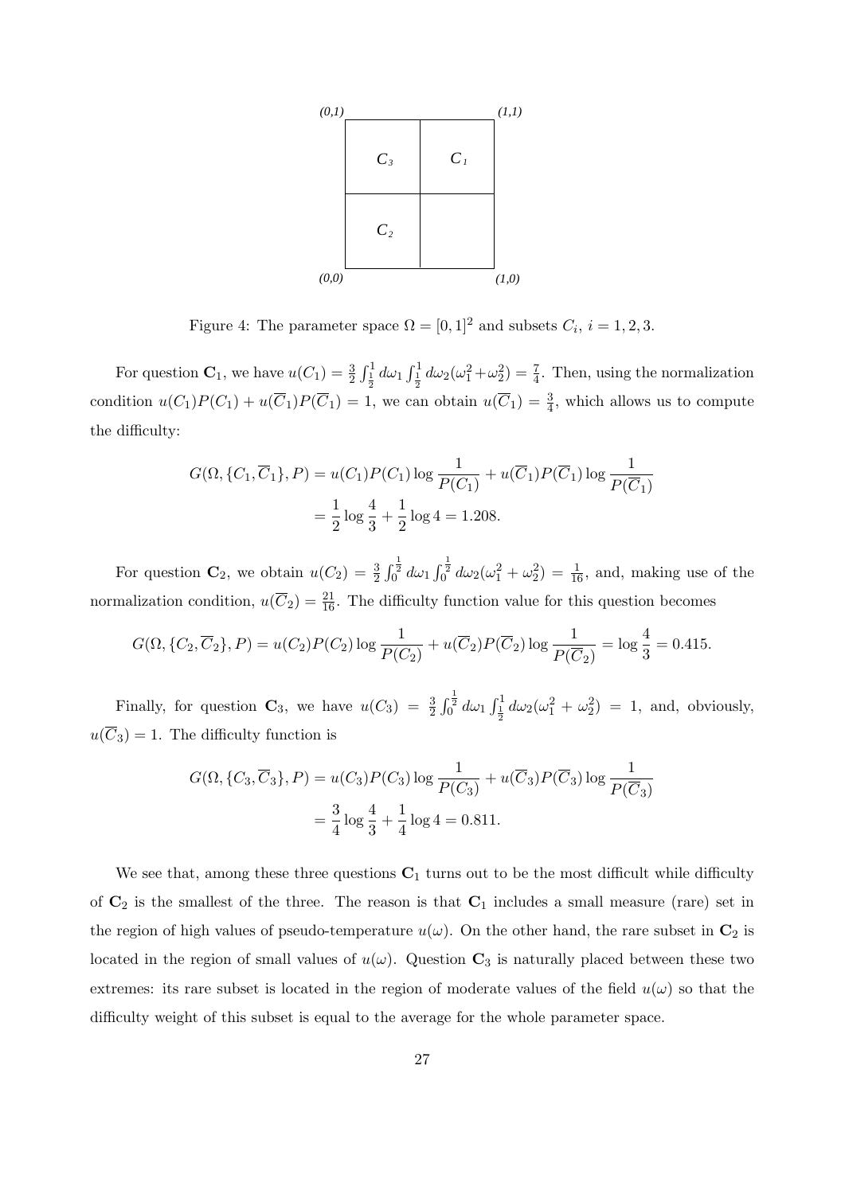Figure 4: The parameter space $\Omega = [0,1]^2$ and subsets $C_i$, $i = 1,2,3$.

For question $\mathbf{C}_1$, we have $u(C_1) = \frac{3}{2}\int_{\frac{1}{2}}^{1} d\omega_1 \int_{\frac{1}{2}}^{1} d\omega_2(\omega_1^2+\omega_2^2) = \frac{7}{4}$. Then, using the normalization condition $u(C_1)P(C_1) + u(\overline{C}_1)P(\overline{C}_1) = 1$, we can obtain $u(\overline{C}_1) = \frac{3}{4}$, which allows us to compute the difficulty:

$$
\begin{aligned}
G(\Omega, \{C_1, \overline{C}_1\}, P) &= u(C_1)P(C_1)\log\frac{1}{P(C_1)} + u(\overline{C}_1)P(\overline{C}_1)\log\frac{1}{P(\overline{C}_1)} \\
&= \frac{1}{2}\log\frac{4}{3} + \frac{1}{2}\log 4 = 1.208.
\end{aligned}
$$

For question $\mathbf{C}_2$, we obtain $u(C_2) = \frac{3}{2}\int_0^{\frac{1}{2}} d\omega_1 \int_0^{\frac{1}{2}} d\omega_2(\omega_1^2 + \omega_2^2) = \frac{1}{16}$, and, making use of the normalization condition, $u(\overline{C}_2) = \frac{21}{16}$. The difficulty function value for this question becomes

$$
G(\Omega, \{C_2, \overline{C}_2\}, P) = u(C_2)P(C_2)\log\frac{1}{P(C_2)} + u(\overline{C}_2)P(\overline{C}_2)\log\frac{1}{P(\overline{C}_2)} = \log\frac{4}{3} = 0.415.
$$

Finally, for question $\mathbf{C}_3$, we have $u(C_3) = \frac{3}{2}\int_0^{\frac{1}{2}} d\omega_1 \int_{\frac{1}{2}}^{1} d\omega_2(\omega_1^2 + \omega_2^2) = 1$, and, obviously, $u(\overline{C}_3) = 1$. The difficulty function is

$$
\begin{aligned}
G(\Omega, \{C_3, \overline{C}_3\}, P) &= u(C_3)P(C_3)\log\frac{1}{P(C_3)} + u(\overline{C}_3)P(\overline{C}_3)\log\frac{1}{P(\overline{C}_3)} \\
&= \frac{3}{4}\log\frac{4}{3} + \frac{1}{4}\log 4 = 0.811.
\end{aligned}
$$

We see that, among these three questions $\mathbf{C}_1$ turns out to be the most difficult while difficulty of $\mathbf{C}_2$ is the smallest of the three. The reason is that $\mathbf{C}_1$ includes a small measure (rare) set in the region of high values of pseudo-temperature $u(\omega)$. On the other hand, the rare subset in $\mathbf{C}_2$ is located in the region of small values of $u(\omega)$. Question $\mathbf{C}_3$ is naturally placed between these two extremes: its rare subset is located in the region of moderate values of the field $u(\omega)$ so that the difficulty weight of this subset is equal to the average for the whole parameter space.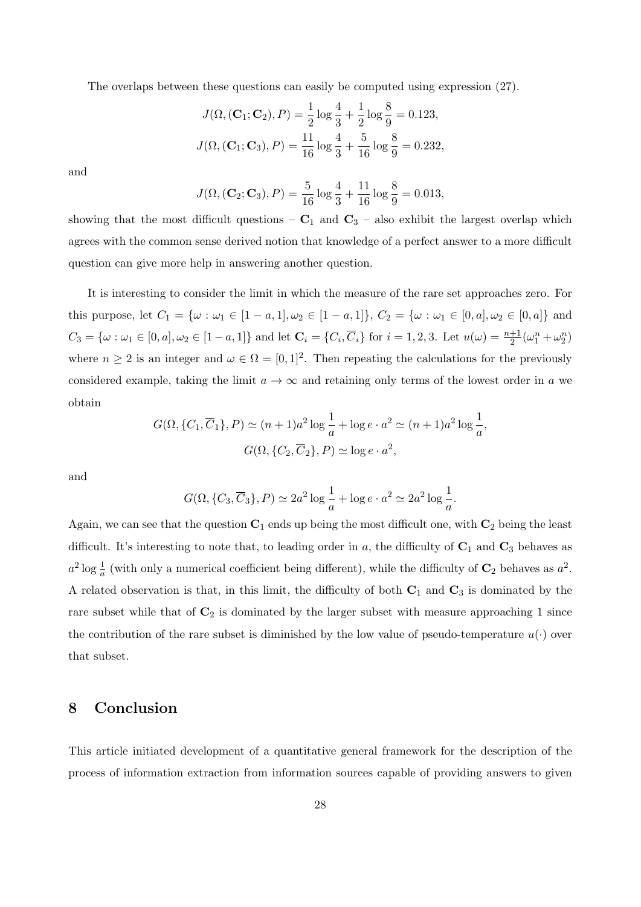The overlaps between these questions can easily be computed using expression (27).

$$J(\Omega, (\mathbf{C}_1; \mathbf{C}_2), P) = \frac{1}{2}\log\frac{4}{3} + \frac{1}{2}\log\frac{8}{9} = 0.123,$$

$$J(\Omega, (\mathbf{C}_1; \mathbf{C}_3), P) = \frac{11}{16}\log\frac{4}{3} + \frac{5}{16}\log\frac{8}{9} = 0.232,$$

and

$$J(\Omega, (\mathbf{C}_2; \mathbf{C}_3), P) = \frac{5}{16}\log\frac{4}{3} + \frac{11}{16}\log\frac{8}{9} = 0.013,$$

showing that the most difficult questions – $\mathbf{C}_1$ and $\mathbf{C}_3$ – also exhibit the largest overlap which agrees with the common sense derived notion that knowledge of a perfect answer to a more difficult question can give more help in answering another question.

It is interesting to consider the limit in which the measure of the rare set approaches zero. For this purpose, let $C_1 = \{\omega : \omega_1 \in [1-a, 1], \omega_2 \in [1-a, 1]\}$, $C_2 = \{\omega : \omega_1 \in [0, a], \omega_2 \in [0, a]\}$ and $C_3 = \{\omega : \omega_1 \in [0, a], \omega_2 \in [1-a, 1]\}$ and let $\mathbf{C}_i = \{C_i, \overline{C}_i\}$ for $i = 1, 2, 3$. Let $u(\omega) = \frac{n+1}{2}(\omega_1^n + \omega_2^n)$ where $n \geq 2$ is an integer and $\omega \in \Omega = [0, 1]^2$. Then repeating the calculations for the previously considered example, taking the limit $a \to \infty$ and retaining only terms of the lowest order in $a$ we obtain

$$G(\Omega, \{C_1, \overline{C}_1\}, P) \simeq (n+1)a^2 \log\frac{1}{a} + \log e \cdot a^2 \simeq (n+1)a^2 \log\frac{1}{a},$$

$$G(\Omega, \{C_2, \overline{C}_2\}, P) \simeq \log e \cdot a^2,$$

and

$$G(\Omega, \{C_3, \overline{C}_3\}, P) \simeq 2a^2 \log\frac{1}{a} + \log e \cdot a^2 \simeq 2a^2 \log\frac{1}{a}.$$

Again, we can see that the question $\mathbf{C}_1$ ends up being the most difficult one, with $\mathbf{C}_2$ being the least difficult. It's interesting to note that, to leading order in $a$, the difficulty of $\mathbf{C}_1$ and $\mathbf{C}_3$ behaves as $a^2 \log \frac{1}{a}$ (with only a numerical coefficient being different), while the difficulty of $\mathbf{C}_2$ behaves as $a^2$. A related observation is that, in this limit, the difficulty of both $\mathbf{C}_1$ and $\mathbf{C}_3$ is dominated by the rare subset while that of $\mathbf{C}_2$ is dominated by the larger subset with measure approaching 1 since the contribution of the rare subset is diminished by the low value of pseudo-temperature $u(\cdot)$ over that subset.

## 8 Conclusion

This article initiated development of a quantitative general framework for the description of the process of information extraction from information sources capable of providing answers to given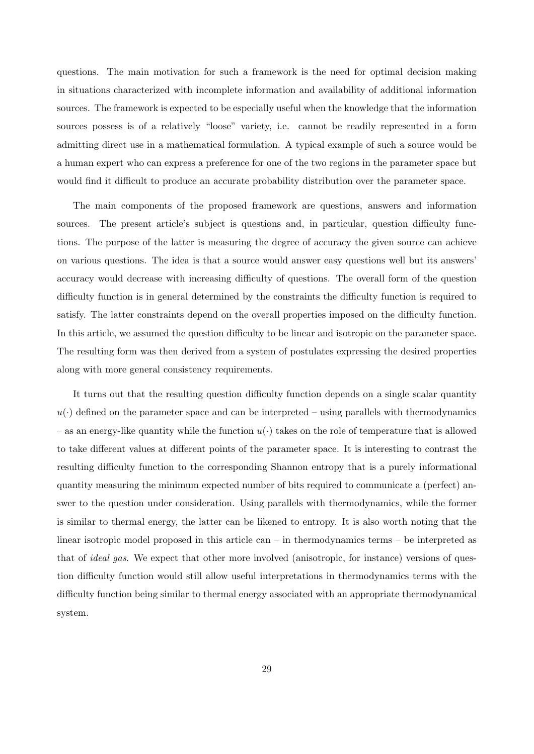questions. The main motivation for such a framework is the need for optimal decision making in situations characterized with incomplete information and availability of additional information sources. The framework is expected to be especially useful when the knowledge that the information sources possess is of a relatively "loose" variety, i.e. cannot be readily represented in a form admitting direct use in a mathematical formulation. A typical example of such a source would be a human expert who can express a preference for one of the two regions in the parameter space but would find it difficult to produce an accurate probability distribution over the parameter space.

The main components of the proposed framework are questions, answers and information sources. The present article's subject is questions and, in particular, question difficulty functions. The purpose of the latter is measuring the degree of accuracy the given source can achieve on various questions. The idea is that a source would answer easy questions well but its answers' accuracy would decrease with increasing difficulty of questions. The overall form of the question difficulty function is in general determined by the constraints the difficulty function is required to satisfy. The latter constraints depend on the overall properties imposed on the difficulty function. In this article, we assumed the question difficulty to be linear and isotropic on the parameter space. The resulting form was then derived from a system of postulates expressing the desired properties along with more general consistency requirements.

It turns out that the resulting question difficulty function depends on a single scalar quantity $u(\cdot)$ defined on the parameter space and can be interpreted – using parallels with thermodynamics – as an energy-like quantity while the function $u(\cdot)$ takes on the role of temperature that is allowed to take different values at different points of the parameter space. It is interesting to contrast the resulting difficulty function to the corresponding Shannon entropy that is a purely informational quantity measuring the minimum expected number of bits required to communicate a (perfect) answer to the question under consideration. Using parallels with thermodynamics, while the former is similar to thermal energy, the latter can be likened to entropy. It is also worth noting that the linear isotropic model proposed in this article can – in thermodynamics terms – be interpreted as that of *ideal gas*. We expect that other more involved (anisotropic, for instance) versions of question difficulty function would still allow useful interpretations in thermodynamics terms with the difficulty function being similar to thermal energy associated with an appropriate thermodynamical system.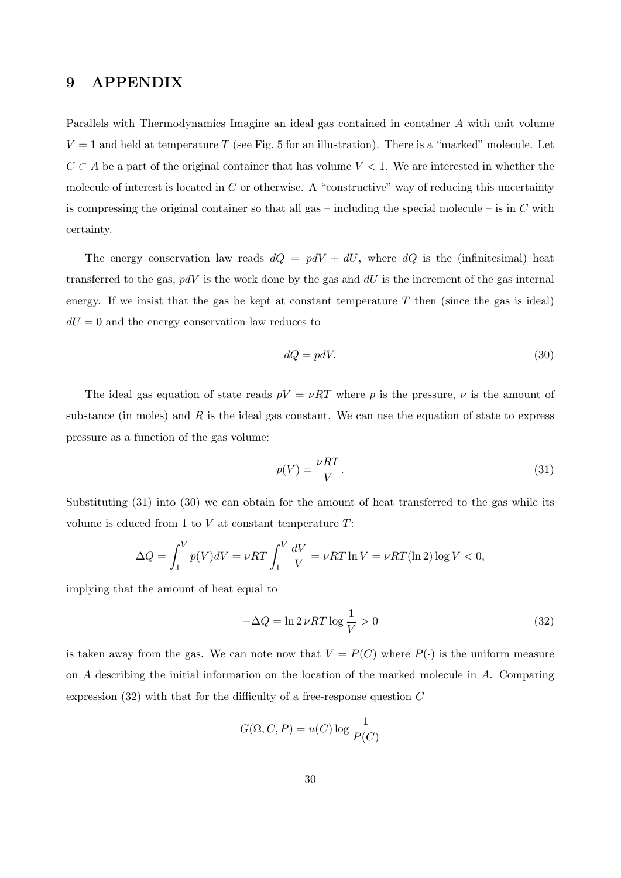# 9 APPENDIX

Parallels with Thermodynamics Imagine an ideal gas contained in container $A$ with unit volume $V = 1$ and held at temperature $T$ (see Fig. 5 for an illustration). There is a "marked" molecule. Let $C \subset A$ be a part of the original container that has volume $V < 1$. We are interested in whether the molecule of interest is located in $C$ or otherwise. A "constructive" way of reducing this uncertainty is compressing the original container so that all gas – including the special molecule – is in $C$ with certainty.

The energy conservation law reads $dQ = pdV + dU$, where $dQ$ is the (infinitesimal) heat transferred to the gas, $pdV$ is the work done by the gas and $dU$ is the increment of the gas internal energy. If we insist that the gas be kept at constant temperature $T$ then (since the gas is ideal) $dU = 0$ and the energy conservation law reduces to

$$dQ = pdV. \tag{30}$$

The ideal gas equation of state reads $pV = \nu RT$ where $p$ is the pressure, $\nu$ is the amount of substance (in moles) and $R$ is the ideal gas constant. We can use the equation of state to express pressure as a function of the gas volume:

$$p(V) = \frac{\nu RT}{V}. \tag{31}$$

Substituting (31) into (30) we can obtain for the amount of heat transferred to the gas while its volume is educed from 1 to $V$ at constant temperature $T$:

$$\Delta Q = \int_1^V p(V)dV = \nu RT \int_1^V \frac{dV}{V} = \nu RT \ln V = \nu RT(\ln 2)\log V < 0,$$

implying that the amount of heat equal to

$$-\Delta Q = \ln 2\, \nu RT \log \frac{1}{V} > 0 \tag{32}$$

is taken away from the gas. We can note now that $V = P(C)$ where $P(\cdot)$ is the uniform measure on $A$ describing the initial information on the location of the marked molecule in $A$. Comparing expression (32) with that for the difficulty of a free-response question $C$

$$G(\Omega, C, P) = u(C) \log \frac{1}{P(C)}$$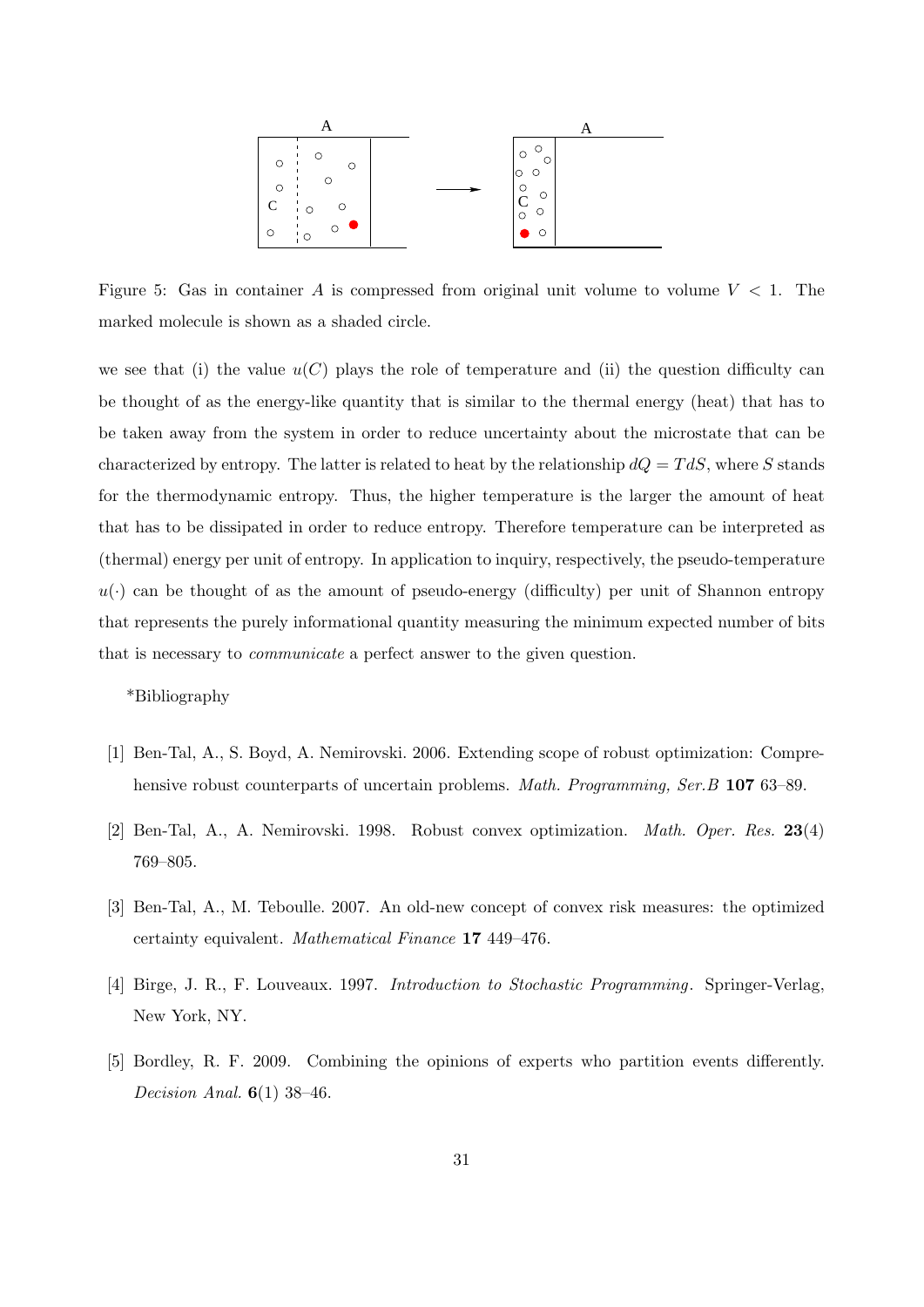Figure 5: Gas in container $A$ is compressed from original unit volume to volume $V < 1$. The marked molecule is shown as a shaded circle.

we see that (i) the value $u(C)$ plays the role of temperature and (ii) the question difficulty can be thought of as the energy-like quantity that is similar to the thermal energy (heat) that has to be taken away from the system in order to reduce uncertainty about the microstate that can be characterized by entropy. The latter is related to heat by the relationship $dQ = TdS$, where $S$ stands for the thermodynamic entropy. Thus, the higher temperature is the larger the amount of heat that has to be dissipated in order to reduce entropy. Therefore temperature can be interpreted as (thermal) energy per unit of entropy. In application to inquiry, respectively, the pseudo-temperature $u(\cdot)$ can be thought of as the amount of pseudo-energy (difficulty) per unit of Shannon entropy that represents the purely informational quantity measuring the minimum expected number of bits that is necessary to *communicate* a perfect answer to the given question.

*Bibliography

[1] Ben-Tal, A., S. Boyd, A. Nemirovski. 2006. Extending scope of robust optimization: Comprehensive robust counterparts of uncertain problems. *Math. Programming, Ser.B* **107** 63–89.

[2] Ben-Tal, A., A. Nemirovski. 1998. Robust convex optimization. *Math. Oper. Res.* **23**(4) 769–805.

[3] Ben-Tal, A., M. Teboulle. 2007. An old-new concept of convex risk measures: the optimized certainty equivalent. *Mathematical Finance* **17** 449–476.

[4] Birge, J. R., F. Louveaux. 1997. *Introduction to Stochastic Programming*. Springer-Verlag, New York, NY.

[5] Bordley, R. F. 2009. Combining the opinions of experts who partition events differently. *Decision Anal.* **6**(1) 38–46.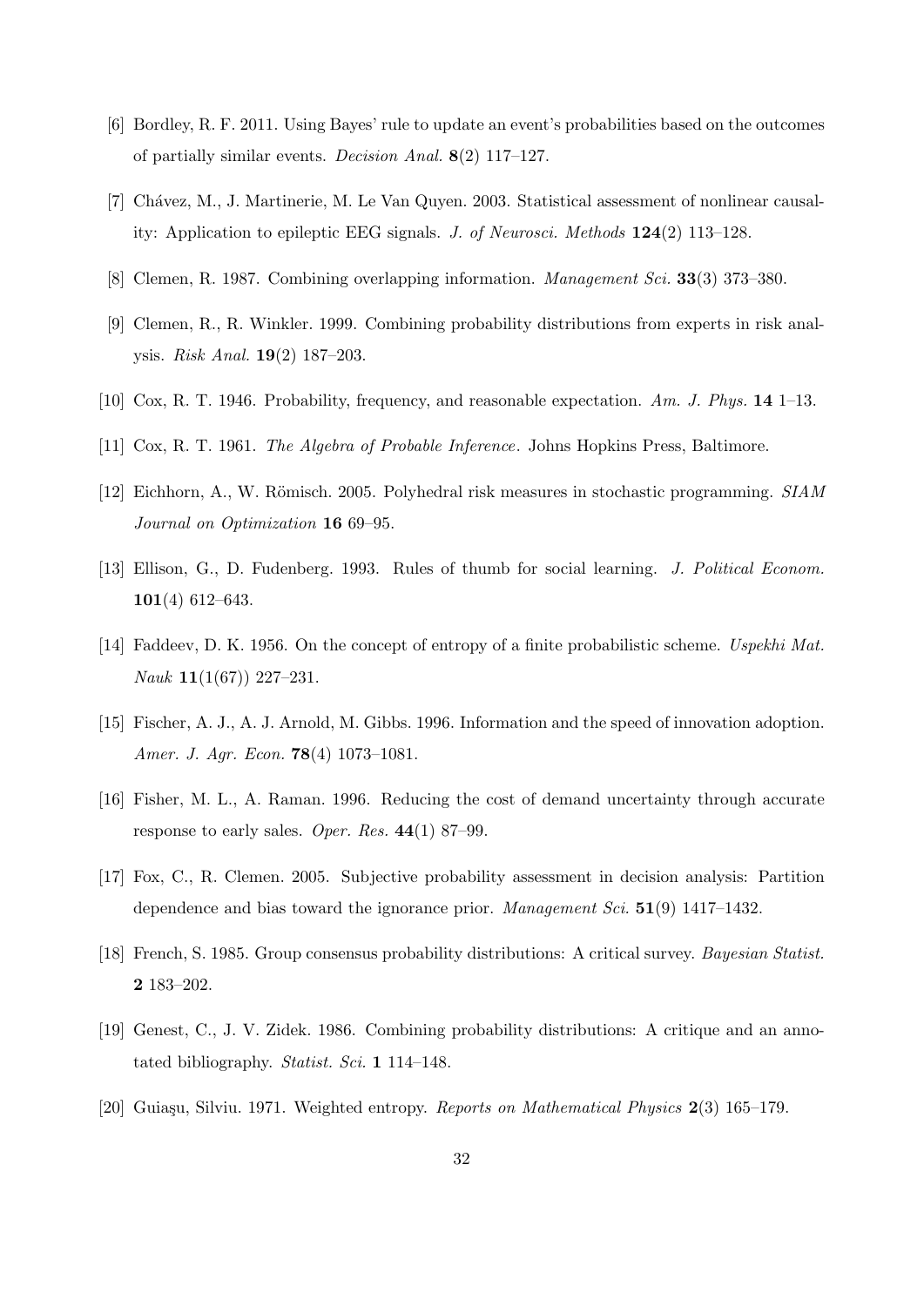[6] Bordley, R. F. 2011. Using Bayes' rule to update an event's probabilities based on the outcomes of partially similar events. *Decision Anal.* **8**(2) 117–127.

[7] Chávez, M., J. Martinerie, M. Le Van Quyen. 2003. Statistical assessment of nonlinear causality: Application to epileptic EEG signals. *J. of Neurosci. Methods* **124**(2) 113–128.

[8] Clemen, R. 1987. Combining overlapping information. *Management Sci.* **33**(3) 373–380.

[9] Clemen, R., R. Winkler. 1999. Combining probability distributions from experts in risk analysis. *Risk Anal.* **19**(2) 187–203.

[10] Cox, R. T. 1946. Probability, frequency, and reasonable expectation. *Am. J. Phys.* **14** 1–13.

[11] Cox, R. T. 1961. *The Algebra of Probable Inference*. Johns Hopkins Press, Baltimore.

[12] Eichhorn, A., W. Römisch. 2005. Polyhedral risk measures in stochastic programming. *SIAM Journal on Optimization* **16** 69–95.

[13] Ellison, G., D. Fudenberg. 1993. Rules of thumb for social learning. *J. Political Econom.* **101**(4) 612–643.

[14] Faddeev, D. K. 1956. On the concept of entropy of a finite probabilistic scheme. *Uspekhi Mat. Nauk* **11**(1(67)) 227–231.

[15] Fischer, A. J., A. J. Arnold, M. Gibbs. 1996. Information and the speed of innovation adoption. *Amer. J. Agr. Econ.* **78**(4) 1073–1081.

[16] Fisher, M. L., A. Raman. 1996. Reducing the cost of demand uncertainty through accurate response to early sales. *Oper. Res.* **44**(1) 87–99.

[17] Fox, C., R. Clemen. 2005. Subjective probability assessment in decision analysis: Partition dependence and bias toward the ignorance prior. *Management Sci.* **51**(9) 1417–1432.

[18] French, S. 1985. Group consensus probability distributions: A critical survey. *Bayesian Statist.* **2** 183–202.

[19] Genest, C., J. V. Zidek. 1986. Combining probability distributions: A critique and an annotated bibliography. *Statist. Sci.* **1** 114–148.

[20] Guiaşu, Silviu. 1971. Weighted entropy. *Reports on Mathematical Physics* **2**(3) 165–179.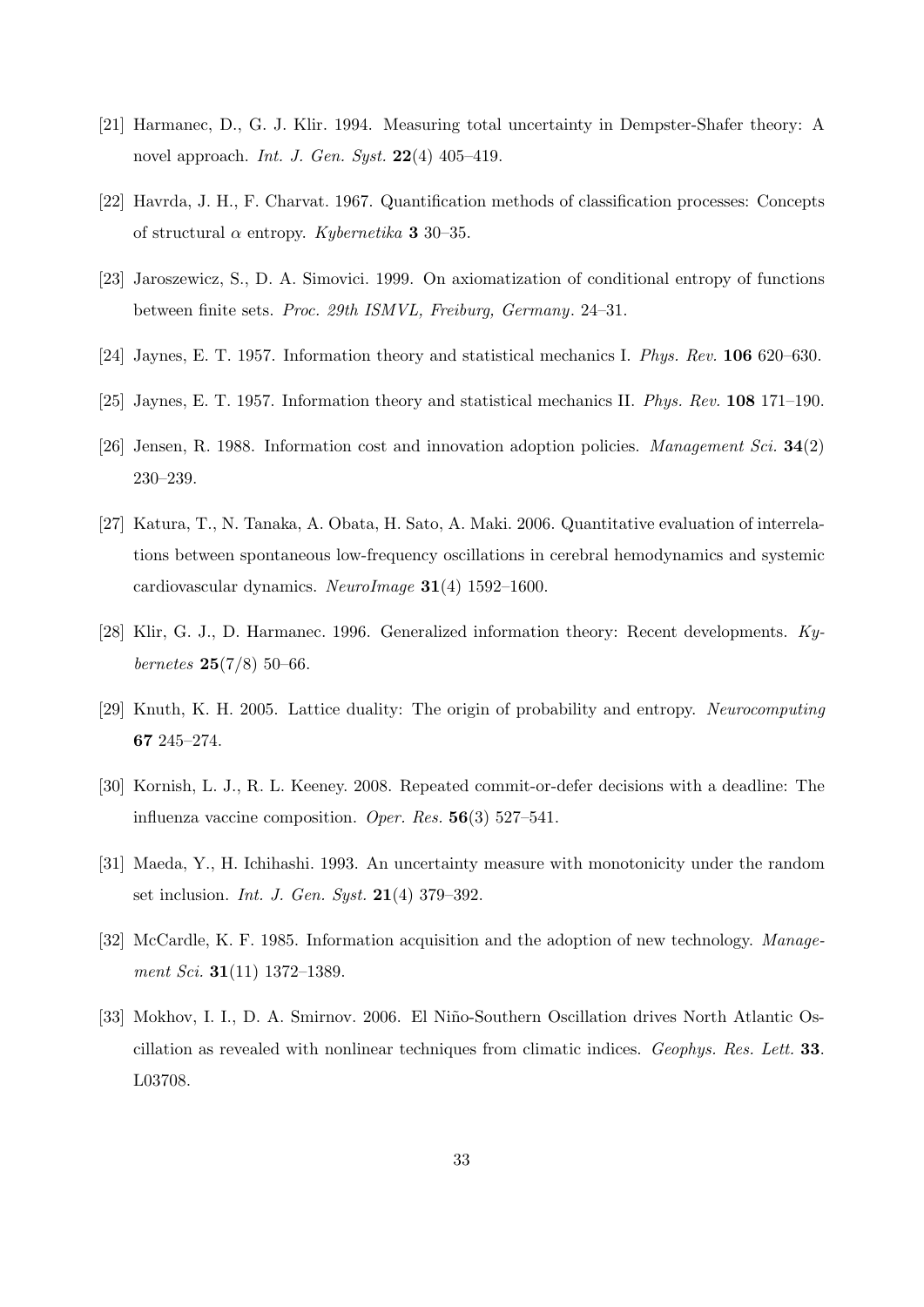[21] Harmanec, D., G. J. Klir. 1994. Measuring total uncertainty in Dempster-Shafer theory: A novel approach. *Int. J. Gen. Syst.* **22**(4) 405–419.

[22] Havrda, J. H., F. Charvat. 1967. Quantification methods of classification processes: Concepts of structural $\alpha$ entropy. *Kybernetika* **3** 30–35.

[23] Jaroszewicz, S., D. A. Simovici. 1999. On axiomatization of conditional entropy of functions between finite sets. *Proc. 29th ISMVL, Freiburg, Germany*. 24–31.

[24] Jaynes, E. T. 1957. Information theory and statistical mechanics I. *Phys. Rev.* **106** 620–630.

[25] Jaynes, E. T. 1957. Information theory and statistical mechanics II. *Phys. Rev.* **108** 171–190.

[26] Jensen, R. 1988. Information cost and innovation adoption policies. *Management Sci.* **34**(2) 230–239.

[27] Katura, T., N. Tanaka, A. Obata, H. Sato, A. Maki. 2006. Quantitative evaluation of interrelations between spontaneous low-frequency oscillations in cerebral hemodynamics and systemic cardiovascular dynamics. *NeuroImage* **31**(4) 1592–1600.

[28] Klir, G. J., D. Harmanec. 1996. Generalized information theory: Recent developments. *Kybernetes* **25**(7/8) 50–66.

[29] Knuth, K. H. 2005. Lattice duality: The origin of probability and entropy. *Neurocomputing* **67** 245–274.

[30] Kornish, L. J., R. L. Keeney. 2008. Repeated commit-or-defer decisions with a deadline: The influenza vaccine composition. *Oper. Res.* **56**(3) 527–541.

[31] Maeda, Y., H. Ichihashi. 1993. An uncertainty measure with monotonicity under the random set inclusion. *Int. J. Gen. Syst.* **21**(4) 379–392.

[32] McCardle, K. F. 1985. Information acquisition and the adoption of new technology. *Management Sci.* **31**(11) 1372–1389.

[33] Mokhov, I. I., D. A. Smirnov. 2006. El Niño-Southern Oscillation drives North Atlantic Oscillation as revealed with nonlinear techniques from climatic indices. *Geophys. Res. Lett.* **33**. L03708.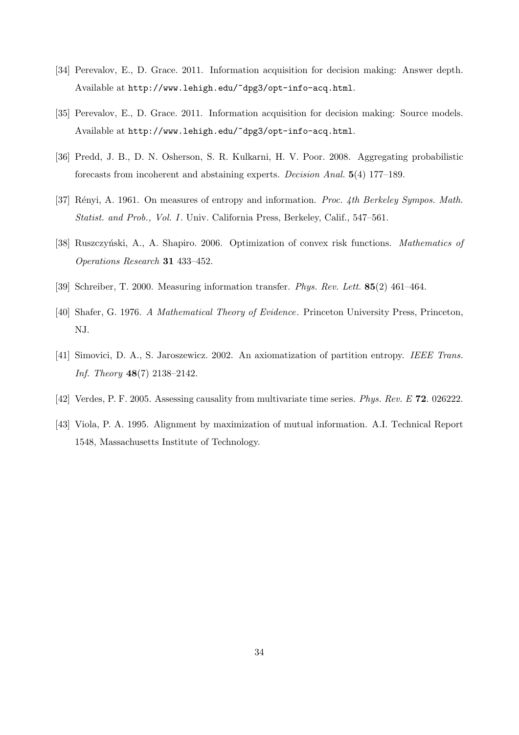[34] Perevalov, E., D. Grace. 2011. Information acquisition for decision making: Answer depth. Available at `http://www.lehigh.edu/~dpg3/opt-info-acq.html`.

[35] Perevalov, E., D. Grace. 2011. Information acquisition for decision making: Source models. Available at `http://www.lehigh.edu/~dpg3/opt-info-acq.html`.

[36] Predd, J. B., D. N. Osherson, S. R. Kulkarni, H. V. Poor. 2008. Aggregating probabilistic forecasts from incoherent and abstaining experts. *Decision Anal.* **5**(4) 177–189.

[37] Rényi, A. 1961. On measures of entropy and information. *Proc. 4th Berkeley Sympos. Math. Statist. and Prob., Vol. I*. Univ. California Press, Berkeley, Calif., 547–561.

[38] Ruszczyński, A., A. Shapiro. 2006. Optimization of convex risk functions. *Mathematics of Operations Research* **31** 433–452.

[39] Schreiber, T. 2000. Measuring information transfer. *Phys. Rev. Lett.* **85**(2) 461–464.

[40] Shafer, G. 1976. *A Mathematical Theory of Evidence*. Princeton University Press, Princeton, NJ.

[41] Simovici, D. A., S. Jaroszewicz. 2002. An axiomatization of partition entropy. *IEEE Trans. Inf. Theory* **48**(7) 2138–2142.

[42] Verdes, P. F. 2005. Assessing causality from multivariate time series. *Phys. Rev. E* **72**. 026222.

[43] Viola, P. A. 1995. Alignment by maximization of mutual information. A.I. Technical Report 1548, Massachusetts Institute of Technology.